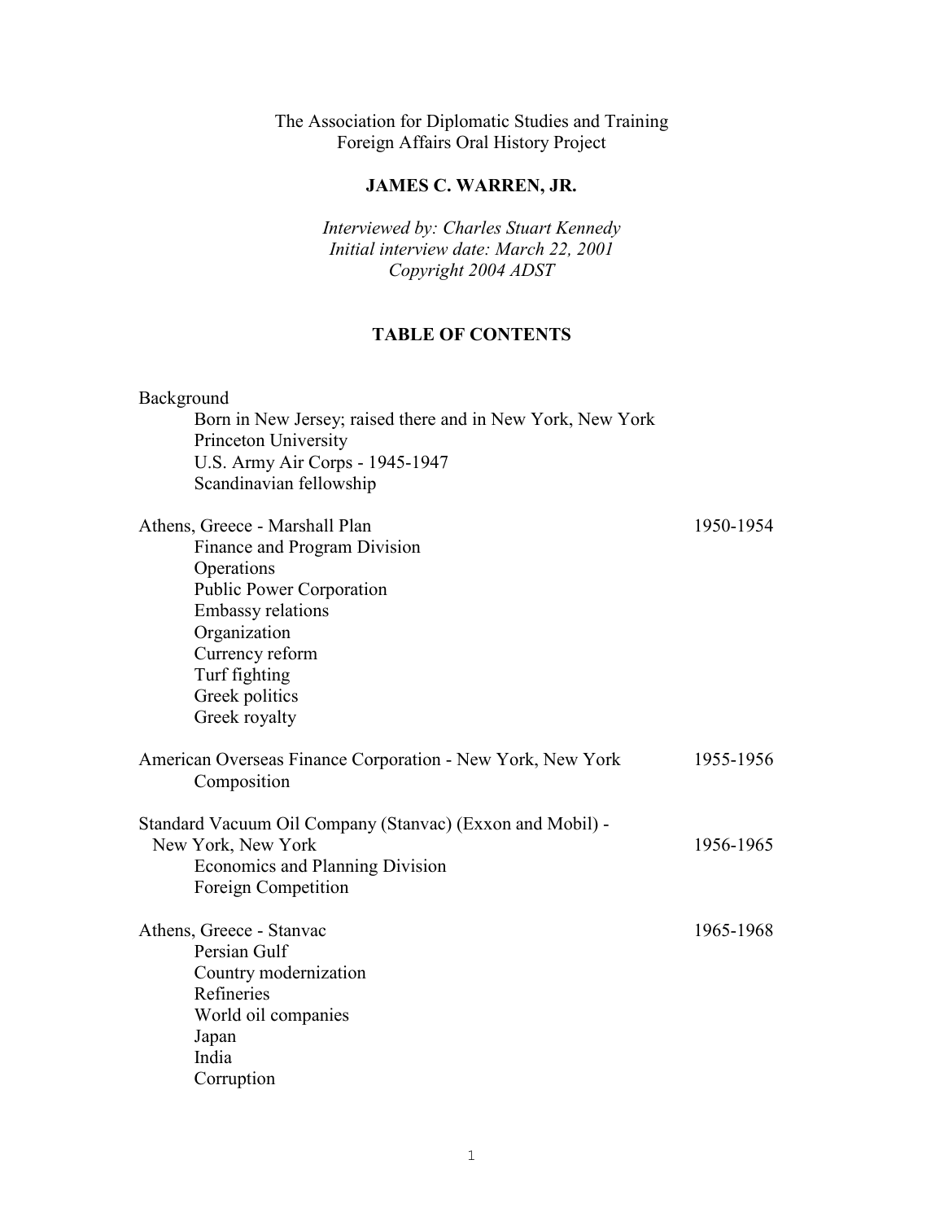The Association for Diplomatic Studies and Training
Foreign Affairs Oral History Project

# JAMES C. WARREN, JR.

*Interviewed by: Charles Stuart Kennedy*
*Initial interview date: March 22, 2001*
*Copyright 2004 ADST*

## TABLE OF CONTENTS

Background
- Born in New Jersey; raised there and in New York, New York
- Princeton University
- U.S. Army Air Corps - 1945-1947
- Scandinavian fellowship

Athens, Greece - Marshall Plan 1950-1954
- Finance and Program Division
- Operations
- Public Power Corporation
- Embassy relations
- Organization
- Currency reform
- Turf fighting
- Greek politics
- Greek royalty

American Overseas Finance Corporation - New York, New York 1955-1956
- Composition

Standard Vacuum Oil Company (Stanvac) (Exxon and Mobil) - New York, New York 1956-1965
- Economics and Planning Division
- Foreign Competition

Athens, Greece - Stanvac 1965-1968
- Persian Gulf
- Country modernization
- Refineries
- World oil companies
- Japan
- India
- Corruption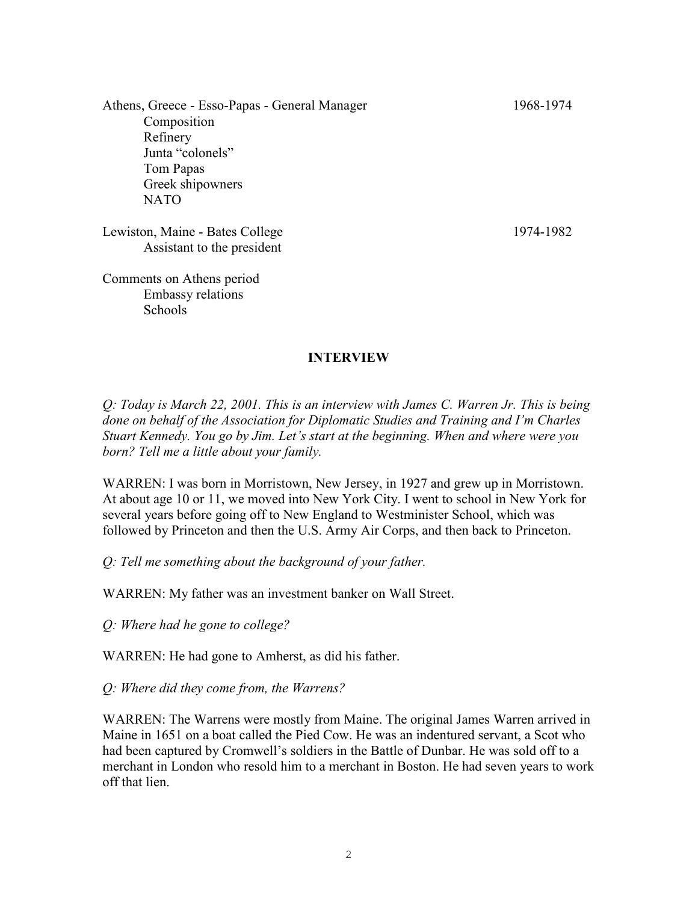Athens, Greece - Esso-Papas - General Manager 1968-1974
- Composition
- Refinery
- Junta "colonels"
- Tom Papas
- Greek shipowners
- NATO

Lewiston, Maine - Bates College 1974-1982
- Assistant to the president

Comments on Athens period
- Embassy relations
- Schools

## INTERVIEW

*Q: Today is March 22, 2001. This is an interview with James C. Warren Jr. This is being done on behalf of the Association for Diplomatic Studies and Training and I'm Charles Stuart Kennedy. You go by Jim. Let's start at the beginning. When and where were you born? Tell me a little about your family.*

WARREN: I was born in Morristown, New Jersey, in 1927 and grew up in Morristown. At about age 10 or 11, we moved into New York City. I went to school in New York for several years before going off to New England to Westminister School, which was followed by Princeton and then the U.S. Army Air Corps, and then back to Princeton.

*Q: Tell me something about the background of your father.*

WARREN: My father was an investment banker on Wall Street.

*Q: Where had he gone to college?*

WARREN: He had gone to Amherst, as did his father.

*Q: Where did they come from, the Warrens?*

WARREN: The Warrens were mostly from Maine. The original James Warren arrived in Maine in 1651 on a boat called the Pied Cow. He was an indentured servant, a Scot who had been captured by Cromwell's soldiers in the Battle of Dunbar. He was sold off to a merchant in London who resold him to a merchant in Boston. He had seven years to work off that lien.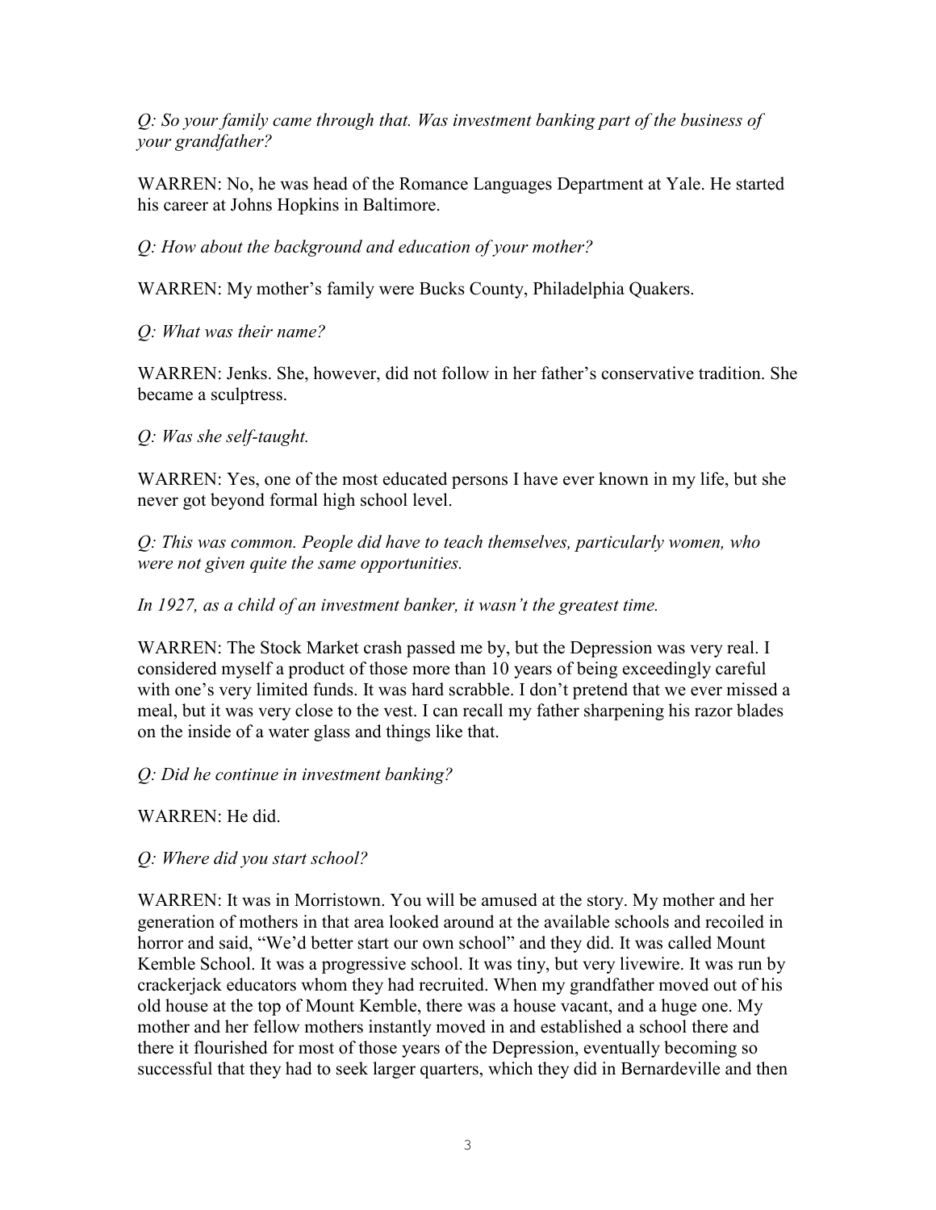*Q: So your family came through that. Was investment banking part of the business of your grandfather?*

WARREN: No, he was head of the Romance Languages Department at Yale. He started his career at Johns Hopkins in Baltimore.

*Q: How about the background and education of your mother?*

WARREN: My mother's family were Bucks County, Philadelphia Quakers.

*Q: What was their name?*

WARREN: Jenks. She, however, did not follow in her father's conservative tradition. She became a sculptress.

*Q: Was she self-taught.*

WARREN: Yes, one of the most educated persons I have ever known in my life, but she never got beyond formal high school level.

*Q: This was common. People did have to teach themselves, particularly women, who were not given quite the same opportunities.*

*In 1927, as a child of an investment banker, it wasn't the greatest time.*

WARREN: The Stock Market crash passed me by, but the Depression was very real. I considered myself a product of those more than 10 years of being exceedingly careful with one's very limited funds. It was hard scrabble. I don't pretend that we ever missed a meal, but it was very close to the vest. I can recall my father sharpening his razor blades on the inside of a water glass and things like that.

*Q: Did he continue in investment banking?*

WARREN: He did.

*Q: Where did you start school?*

WARREN: It was in Morristown. You will be amused at the story. My mother and her generation of mothers in that area looked around at the available schools and recoiled in horror and said, "We'd better start our own school" and they did. It was called Mount Kemble School. It was a progressive school. It was tiny, but very livewire. It was run by crackerjack educators whom they had recruited. When my grandfather moved out of his old house at the top of Mount Kemble, there was a house vacant, and a huge one. My mother and her fellow mothers instantly moved in and established a school there and there it flourished for most of those years of the Depression, eventually becoming so successful that they had to seek larger quarters, which they did in Bernardeville and then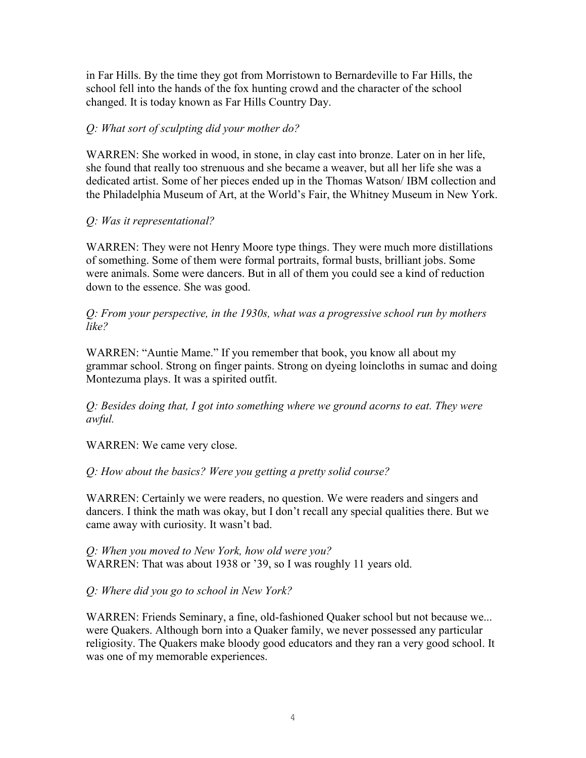in Far Hills. By the time they got from Morristown to Bernardeville to Far Hills, the school fell into the hands of the fox hunting crowd and the character of the school changed. It is today known as Far Hills Country Day.

*Q: What sort of sculpting did your mother do?*

WARREN: She worked in wood, in stone, in clay cast into bronze. Later on in her life, she found that really too strenuous and she became a weaver, but all her life she was a dedicated artist. Some of her pieces ended up in the Thomas Watson/ IBM collection and the Philadelphia Museum of Art, at the World's Fair, the Whitney Museum in New York.

*Q: Was it representational?*

WARREN: They were not Henry Moore type things. They were much more distillations of something. Some of them were formal portraits, formal busts, brilliant jobs. Some were animals. Some were dancers. But in all of them you could see a kind of reduction down to the essence. She was good.

*Q: From your perspective, in the 1930s, what was a progressive school run by mothers like?*

WARREN: "Auntie Mame." If you remember that book, you know all about my grammar school. Strong on finger paints. Strong on dyeing loincloths in sumac and doing Montezuma plays. It was a spirited outfit.

*Q: Besides doing that, I got into something where we ground acorns to eat. They were awful.*

WARREN: We came very close.

*Q: How about the basics? Were you getting a pretty solid course?*

WARREN: Certainly we were readers, no question. We were readers and singers and dancers. I think the math was okay, but I don't recall any special qualities there. But we came away with curiosity. It wasn't bad.

*Q: When you moved to New York, how old were you?*
WARREN: That was about 1938 or '39, so I was roughly 11 years old.

*Q: Where did you go to school in New York?*

WARREN: Friends Seminary, a fine, old-fashioned Quaker school but not because we... were Quakers. Although born into a Quaker family, we never possessed any particular religiosity. The Quakers make bloody good educators and they ran a very good school. It was one of my memorable experiences.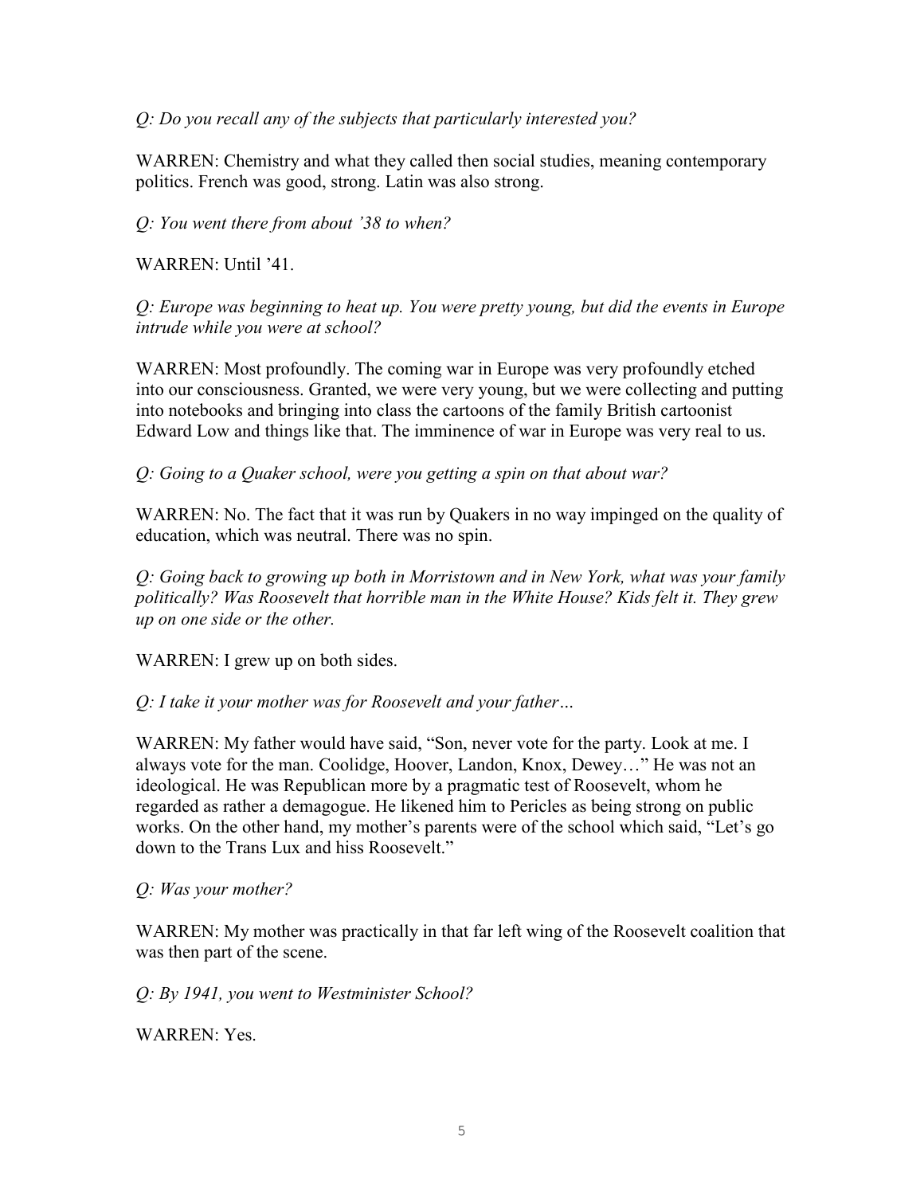*Q: Do you recall any of the subjects that particularly interested you?*

WARREN: Chemistry and what they called then social studies, meaning contemporary politics. French was good, strong. Latin was also strong.

*Q: You went there from about '38 to when?*

WARREN: Until '41.

*Q: Europe was beginning to heat up. You were pretty young, but did the events in Europe intrude while you were at school?*

WARREN: Most profoundly. The coming war in Europe was very profoundly etched into our consciousness. Granted, we were very young, but we were collecting and putting into notebooks and bringing into class the cartoons of the family British cartoonist Edward Low and things like that. The imminence of war in Europe was very real to us.

*Q: Going to a Quaker school, were you getting a spin on that about war?*

WARREN: No. The fact that it was run by Quakers in no way impinged on the quality of education, which was neutral. There was no spin.

*Q: Going back to growing up both in Morristown and in New York, what was your family politically? Was Roosevelt that horrible man in the White House? Kids felt it. They grew up on one side or the other.*

WARREN: I grew up on both sides.

*Q: I take it your mother was for Roosevelt and your father…*

WARREN: My father would have said, "Son, never vote for the party. Look at me. I always vote for the man. Coolidge, Hoover, Landon, Knox, Dewey…" He was not an ideological. He was Republican more by a pragmatic test of Roosevelt, whom he regarded as rather a demagogue. He likened him to Pericles as being strong on public works. On the other hand, my mother's parents were of the school which said, "Let's go down to the Trans Lux and hiss Roosevelt."

*Q: Was your mother?*

WARREN: My mother was practically in that far left wing of the Roosevelt coalition that was then part of the scene.

*Q: By 1941, you went to Westminister School?*

WARREN: Yes.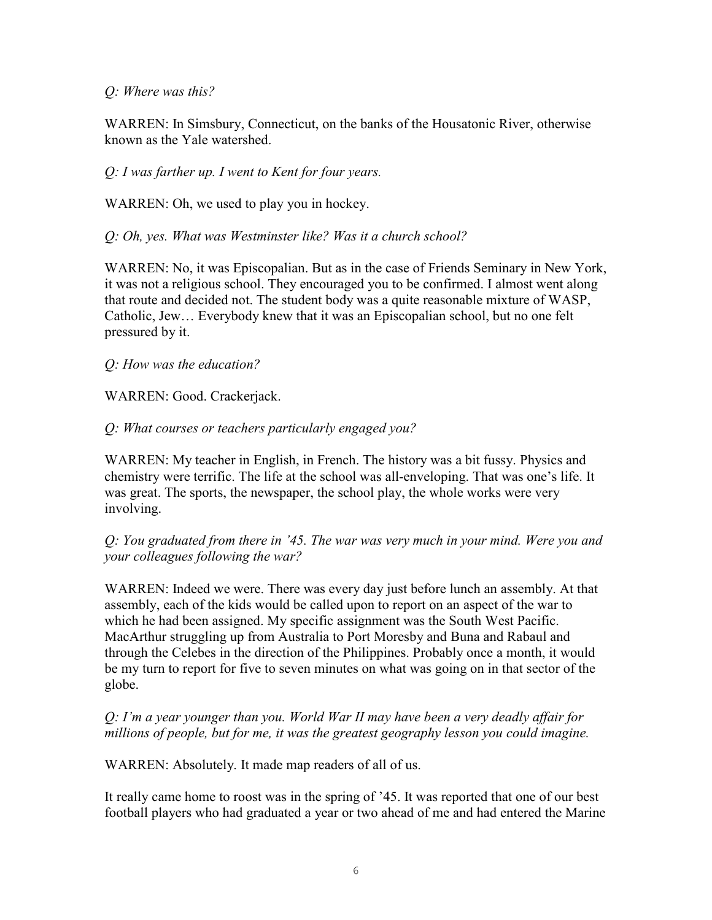*Q: Where was this?*

WARREN: In Simsbury, Connecticut, on the banks of the Housatonic River, otherwise known as the Yale watershed.

*Q: I was farther up. I went to Kent for four years.*

WARREN: Oh, we used to play you in hockey.

*Q: Oh, yes. What was Westminster like? Was it a church school?*

WARREN: No, it was Episcopalian. But as in the case of Friends Seminary in New York, it was not a religious school. They encouraged you to be confirmed. I almost went along that route and decided not. The student body was a quite reasonable mixture of WASP, Catholic, Jew… Everybody knew that it was an Episcopalian school, but no one felt pressured by it.

*Q: How was the education?*

WARREN: Good. Crackerjack.

*Q: What courses or teachers particularly engaged you?*

WARREN: My teacher in English, in French. The history was a bit fussy. Physics and chemistry were terrific. The life at the school was all-enveloping. That was one's life. It was great. The sports, the newspaper, the school play, the whole works were very involving.

*Q: You graduated from there in '45. The war was very much in your mind. Were you and your colleagues following the war?*

WARREN: Indeed we were. There was every day just before lunch an assembly. At that assembly, each of the kids would be called upon to report on an aspect of the war to which he had been assigned. My specific assignment was the South West Pacific. MacArthur struggling up from Australia to Port Moresby and Buna and Rabaul and through the Celebes in the direction of the Philippines. Probably once a month, it would be my turn to report for five to seven minutes on what was going on in that sector of the globe.

*Q: I'm a year younger than you. World War II may have been a very deadly affair for millions of people, but for me, it was the greatest geography lesson you could imagine.*

WARREN: Absolutely. It made map readers of all of us.

It really came home to roost was in the spring of '45. It was reported that one of our best football players who had graduated a year or two ahead of me and had entered the Marine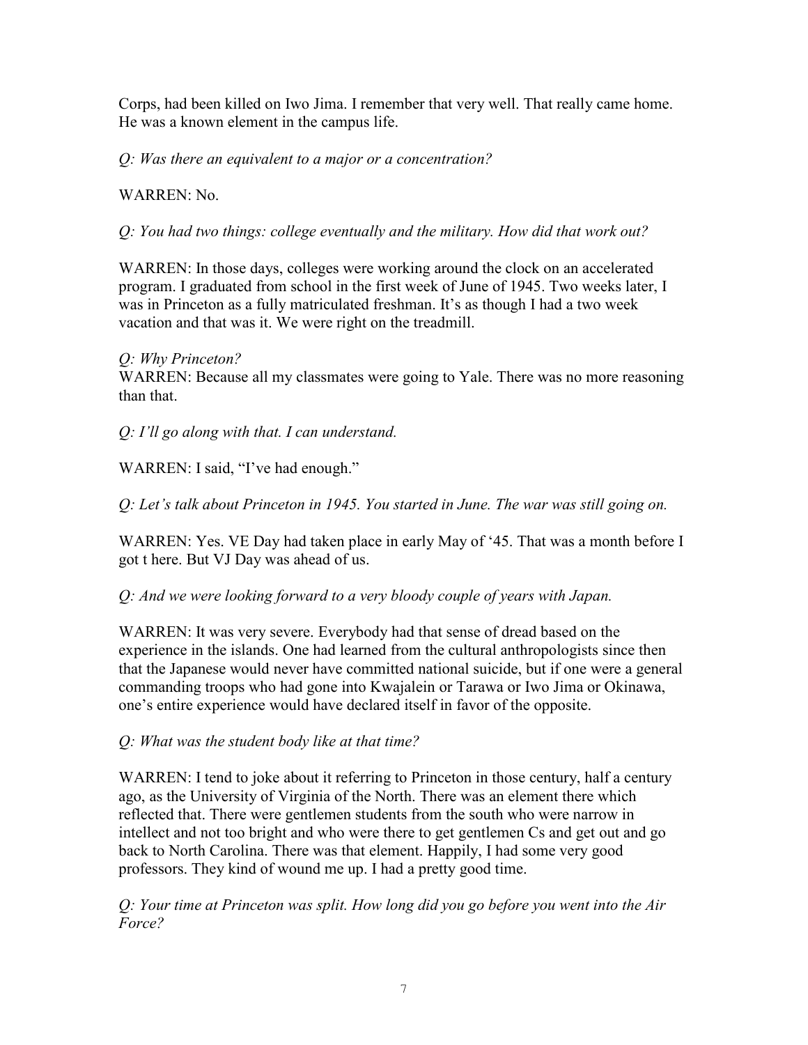Corps, had been killed on Iwo Jima. I remember that very well. That really came home. He was a known element in the campus life.

*Q: Was there an equivalent to a major or a concentration?*

WARREN: No.

*Q: You had two things: college eventually and the military. How did that work out?*

WARREN: In those days, colleges were working around the clock on an accelerated program. I graduated from school in the first week of June of 1945. Two weeks later, I was in Princeton as a fully matriculated freshman. It's as though I had a two week vacation and that was it. We were right on the treadmill.

*Q: Why Princeton?*
WARREN: Because all my classmates were going to Yale. There was no more reasoning than that.

*Q: I'll go along with that. I can understand.*

WARREN: I said, "I've had enough."

*Q: Let's talk about Princeton in 1945. You started in June. The war was still going on.*

WARREN: Yes. VE Day had taken place in early May of '45. That was a month before I got t here. But VJ Day was ahead of us.

*Q: And we were looking forward to a very bloody couple of years with Japan.*

WARREN: It was very severe. Everybody had that sense of dread based on the experience in the islands. One had learned from the cultural anthropologists since then that the Japanese would never have committed national suicide, but if one were a general commanding troops who had gone into Kwajalein or Tarawa or Iwo Jima or Okinawa, one's entire experience would have declared itself in favor of the opposite.

*Q: What was the student body like at that time?*

WARREN: I tend to joke about it referring to Princeton in those century, half a century ago, as the University of Virginia of the North. There was an element there which reflected that. There were gentlemen students from the south who were narrow in intellect and not too bright and who were there to get gentlemen Cs and get out and go back to North Carolina. There was that element. Happily, I had some very good professors. They kind of wound me up. I had a pretty good time.

*Q: Your time at Princeton was split. How long did you go before you went into the Air Force?*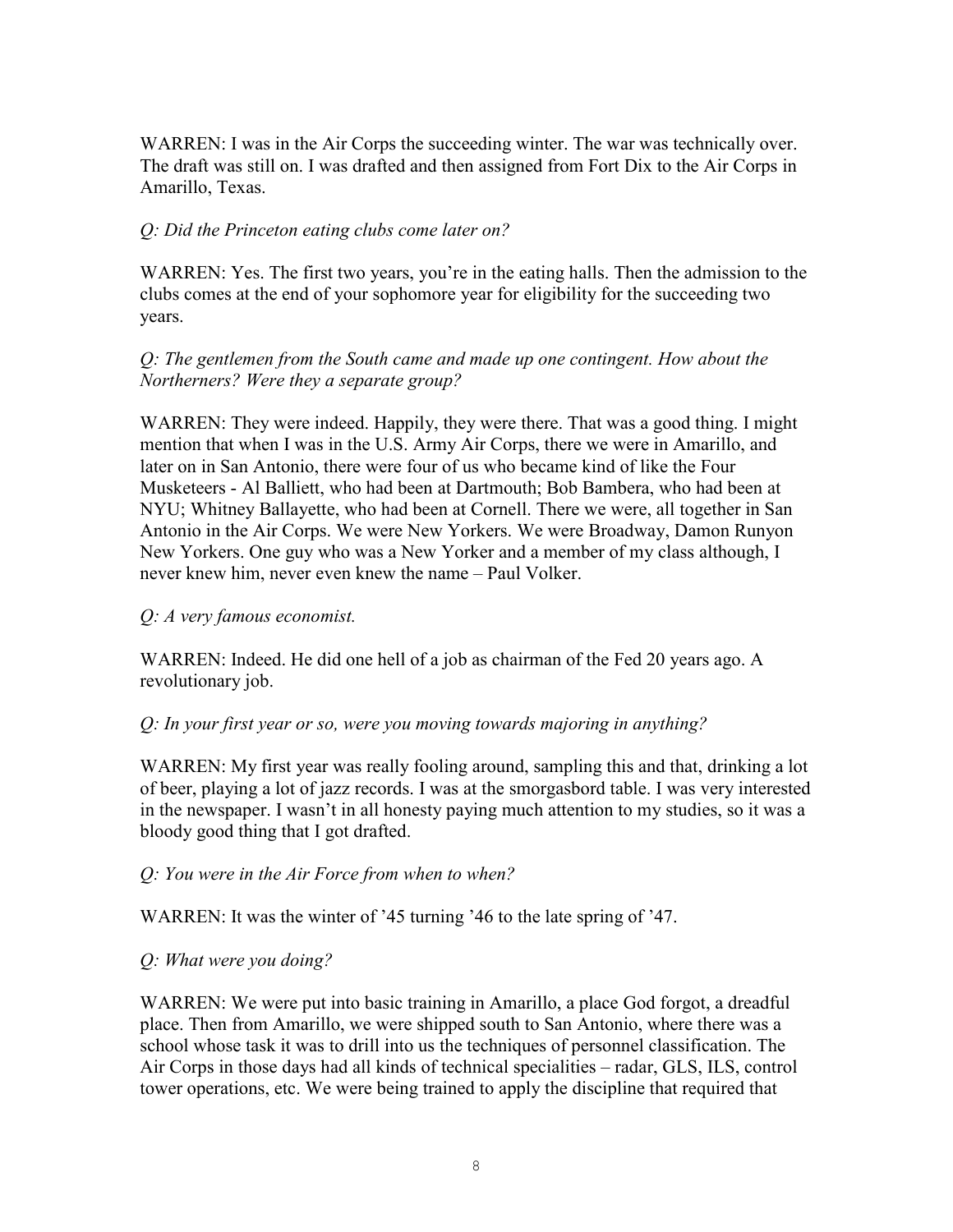WARREN: I was in the Air Corps the succeeding winter. The war was technically over. The draft was still on. I was drafted and then assigned from Fort Dix to the Air Corps in Amarillo, Texas.

*Q: Did the Princeton eating clubs come later on?*

WARREN: Yes. The first two years, you're in the eating halls. Then the admission to the clubs comes at the end of your sophomore year for eligibility for the succeeding two years.

*Q: The gentlemen from the South came and made up one contingent. How about the Northerners? Were they a separate group?*

WARREN: They were indeed. Happily, they were there. That was a good thing. I might mention that when I was in the U.S. Army Air Corps, there we were in Amarillo, and later on in San Antonio, there were four of us who became kind of like the Four Musketeers - Al Balliett, who had been at Dartmouth; Bob Bambera, who had been at NYU; Whitney Ballayette, who had been at Cornell. There we were, all together in San Antonio in the Air Corps. We were New Yorkers. We were Broadway, Damon Runyon New Yorkers. One guy who was a New Yorker and a member of my class although, I never knew him, never even knew the name – Paul Volker.

*Q: A very famous economist.*

WARREN: Indeed. He did one hell of a job as chairman of the Fed 20 years ago. A revolutionary job.

*Q: In your first year or so, were you moving towards majoring in anything?*

WARREN: My first year was really fooling around, sampling this and that, drinking a lot of beer, playing a lot of jazz records. I was at the smorgasbord table. I was very interested in the newspaper. I wasn't in all honesty paying much attention to my studies, so it was a bloody good thing that I got drafted.

*Q: You were in the Air Force from when to when?*

WARREN: It was the winter of '45 turning '46 to the late spring of '47.

*Q: What were you doing?*

WARREN: We were put into basic training in Amarillo, a place God forgot, a dreadful place. Then from Amarillo, we were shipped south to San Antonio, where there was a school whose task it was to drill into us the techniques of personnel classification. The Air Corps in those days had all kinds of technical specialities – radar, GLS, ILS, control tower operations, etc. We were being trained to apply the discipline that required that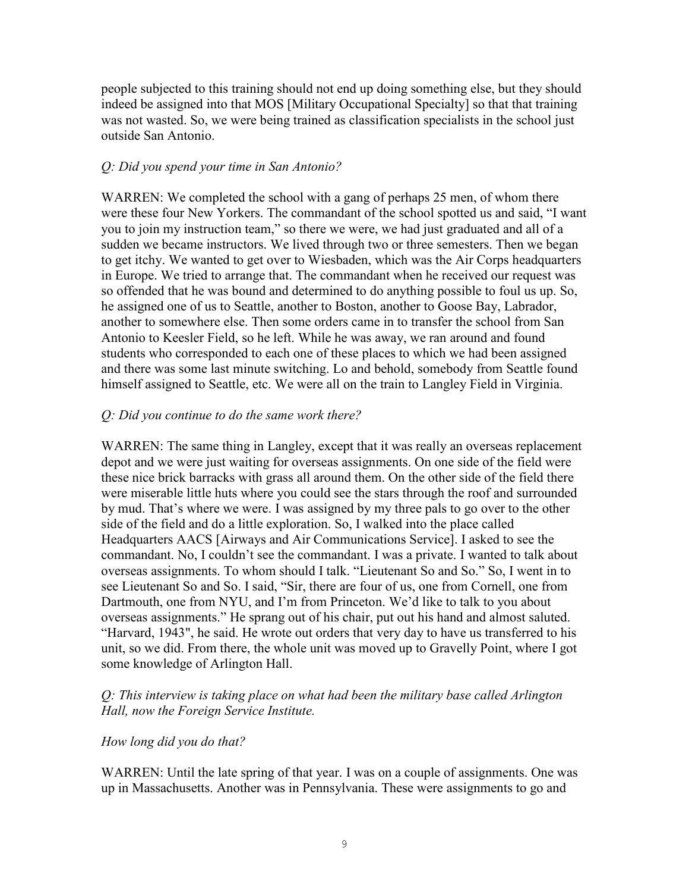people subjected to this training should not end up doing something else, but they should indeed be assigned into that MOS [Military Occupational Specialty] so that that training was not wasted. So, we were being trained as classification specialists in the school just outside San Antonio.

*Q: Did you spend your time in San Antonio?*

WARREN: We completed the school with a gang of perhaps 25 men, of whom there were these four New Yorkers. The commandant of the school spotted us and said, "I want you to join my instruction team," so there we were, we had just graduated and all of a sudden we became instructors. We lived through two or three semesters. Then we began to get itchy. We wanted to get over to Wiesbaden, which was the Air Corps headquarters in Europe. We tried to arrange that. The commandant when he received our request was so offended that he was bound and determined to do anything possible to foul us up. So, he assigned one of us to Seattle, another to Boston, another to Goose Bay, Labrador, another to somewhere else. Then some orders came in to transfer the school from San Antonio to Keesler Field, so he left. While he was away, we ran around and found students who corresponded to each one of these places to which we had been assigned and there was some last minute switching. Lo and behold, somebody from Seattle found himself assigned to Seattle, etc. We were all on the train to Langley Field in Virginia.

*Q: Did you continue to do the same work there?*

WARREN: The same thing in Langley, except that it was really an overseas replacement depot and we were just waiting for overseas assignments. On one side of the field were these nice brick barracks with grass all around them. On the other side of the field there were miserable little huts where you could see the stars through the roof and surrounded by mud. That's where we were. I was assigned by my three pals to go over to the other side of the field and do a little exploration. So, I walked into the place called Headquarters AACS [Airways and Air Communications Service]. I asked to see the commandant. No, I couldn't see the commandant. I was a private. I wanted to talk about overseas assignments. To whom should I talk. "Lieutenant So and So." So, I went in to see Lieutenant So and So. I said, "Sir, there are four of us, one from Cornell, one from Dartmouth, one from NYU, and I'm from Princeton. We'd like to talk to you about overseas assignments." He sprang out of his chair, put out his hand and almost saluted. "Harvard, 1943", he said. He wrote out orders that very day to have us transferred to his unit, so we did. From there, the whole unit was moved up to Gravelly Point, where I got some knowledge of Arlington Hall.

*Q: This interview is taking place on what had been the military base called Arlington Hall, now the Foreign Service Institute.*

*How long did you do that?*

WARREN: Until the late spring of that year. I was on a couple of assignments. One was up in Massachusetts. Another was in Pennsylvania. These were assignments to go and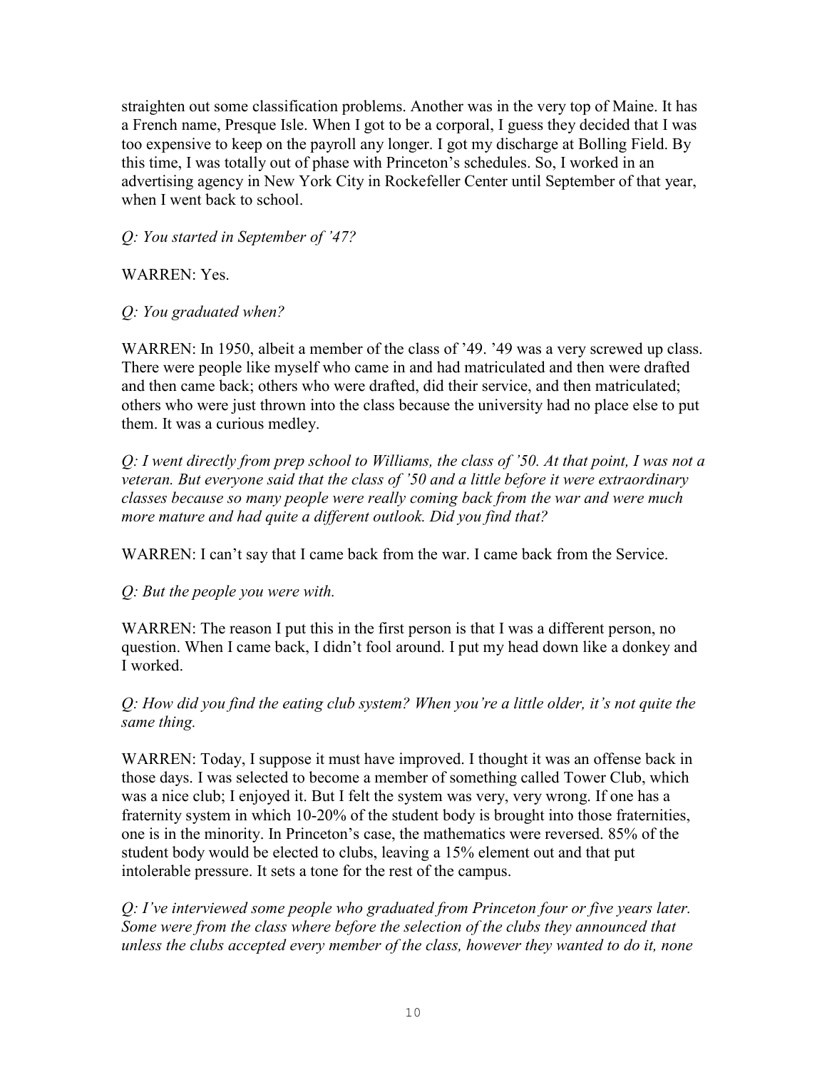straighten out some classification problems. Another was in the very top of Maine. It has a French name, Presque Isle. When I got to be a corporal, I guess they decided that I was too expensive to keep on the payroll any longer. I got my discharge at Bolling Field. By this time, I was totally out of phase with Princeton's schedules. So, I worked in an advertising agency in New York City in Rockefeller Center until September of that year, when I went back to school.

*Q: You started in September of '47?*

WARREN: Yes.

*Q: You graduated when?*

WARREN: In 1950, albeit a member of the class of '49. '49 was a very screwed up class. There were people like myself who came in and had matriculated and then were drafted and then came back; others who were drafted, did their service, and then matriculated; others who were just thrown into the class because the university had no place else to put them. It was a curious medley.

*Q: I went directly from prep school to Williams, the class of '50. At that point, I was not a veteran. But everyone said that the class of '50 and a little before it were extraordinary classes because so many people were really coming back from the war and were much more mature and had quite a different outlook. Did you find that?*

WARREN: I can't say that I came back from the war. I came back from the Service.

*Q: But the people you were with.*

WARREN: The reason I put this in the first person is that I was a different person, no question. When I came back, I didn't fool around. I put my head down like a donkey and I worked.

*Q: How did you find the eating club system? When you're a little older, it's not quite the same thing.*

WARREN: Today, I suppose it must have improved. I thought it was an offense back in those days. I was selected to become a member of something called Tower Club, which was a nice club; I enjoyed it. But I felt the system was very, very wrong. If one has a fraternity system in which 10-20% of the student body is brought into those fraternities, one is in the minority. In Princeton's case, the mathematics were reversed. 85% of the student body would be elected to clubs, leaving a 15% element out and that put intolerable pressure. It sets a tone for the rest of the campus.

*Q: I've interviewed some people who graduated from Princeton four or five years later. Some were from the class where before the selection of the clubs they announced that unless the clubs accepted every member of the class, however they wanted to do it, none*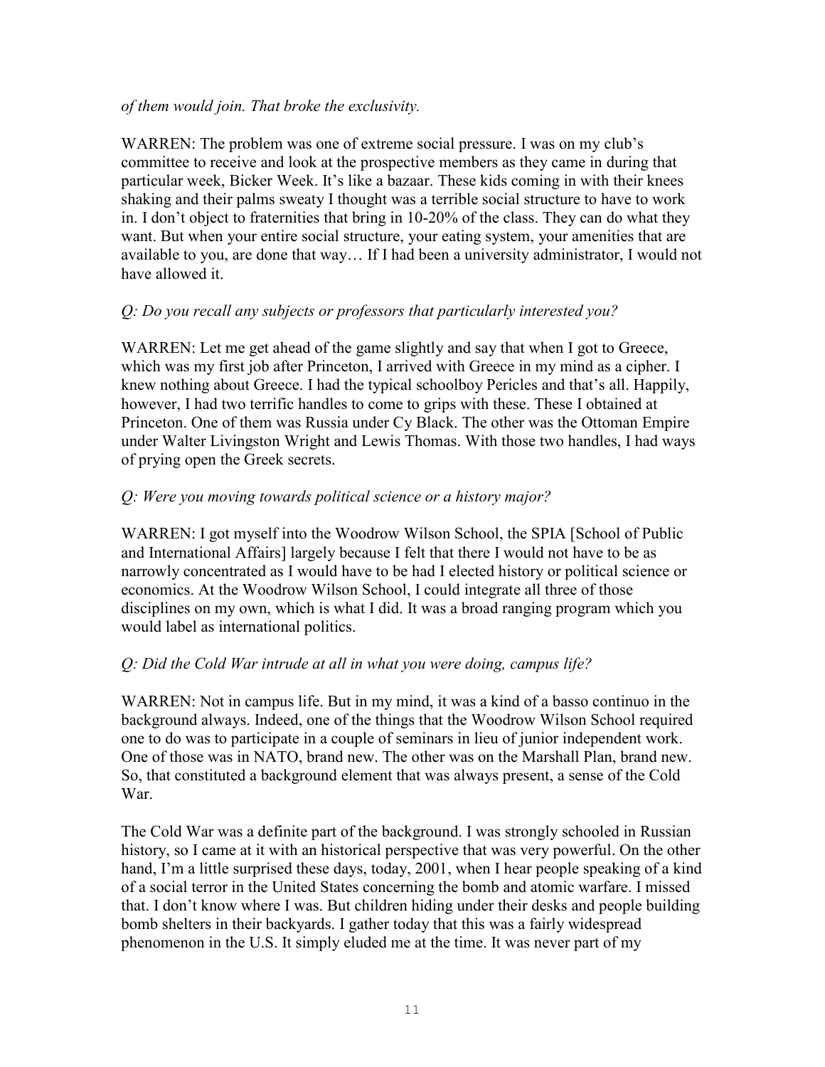*of them would join. That broke the exclusivity.*

WARREN: The problem was one of extreme social pressure. I was on my club's committee to receive and look at the prospective members as they came in during that particular week, Bicker Week. It's like a bazaar. These kids coming in with their knees shaking and their palms sweaty I thought was a terrible social structure to have to work in. I don't object to fraternities that bring in 10-20% of the class. They can do what they want. But when your entire social structure, your eating system, your amenities that are available to you, are done that way… If I had been a university administrator, I would not have allowed it.

*Q: Do you recall any subjects or professors that particularly interested you?*

WARREN: Let me get ahead of the game slightly and say that when I got to Greece, which was my first job after Princeton, I arrived with Greece in my mind as a cipher. I knew nothing about Greece. I had the typical schoolboy Pericles and that's all. Happily, however, I had two terrific handles to come to grips with these. These I obtained at Princeton. One of them was Russia under Cy Black. The other was the Ottoman Empire under Walter Livingston Wright and Lewis Thomas. With those two handles, I had ways of prying open the Greek secrets.

*Q: Were you moving towards political science or a history major?*

WARREN: I got myself into the Woodrow Wilson School, the SPIA [School of Public and International Affairs] largely because I felt that there I would not have to be as narrowly concentrated as I would have to be had I elected history or political science or economics. At the Woodrow Wilson School, I could integrate all three of those disciplines on my own, which is what I did. It was a broad ranging program which you would label as international politics.

*Q: Did the Cold War intrude at all in what you were doing, campus life?*

WARREN: Not in campus life. But in my mind, it was a kind of a basso continuo in the background always. Indeed, one of the things that the Woodrow Wilson School required one to do was to participate in a couple of seminars in lieu of junior independent work. One of those was in NATO, brand new. The other was on the Marshall Plan, brand new. So, that constituted a background element that was always present, a sense of the Cold War.

The Cold War was a definite part of the background. I was strongly schooled in Russian history, so I came at it with an historical perspective that was very powerful. On the other hand, I'm a little surprised these days, today, 2001, when I hear people speaking of a kind of a social terror in the United States concerning the bomb and atomic warfare. I missed that. I don't know where I was. But children hiding under their desks and people building bomb shelters in their backyards. I gather today that this was a fairly widespread phenomenon in the U.S. It simply eluded me at the time. It was never part of my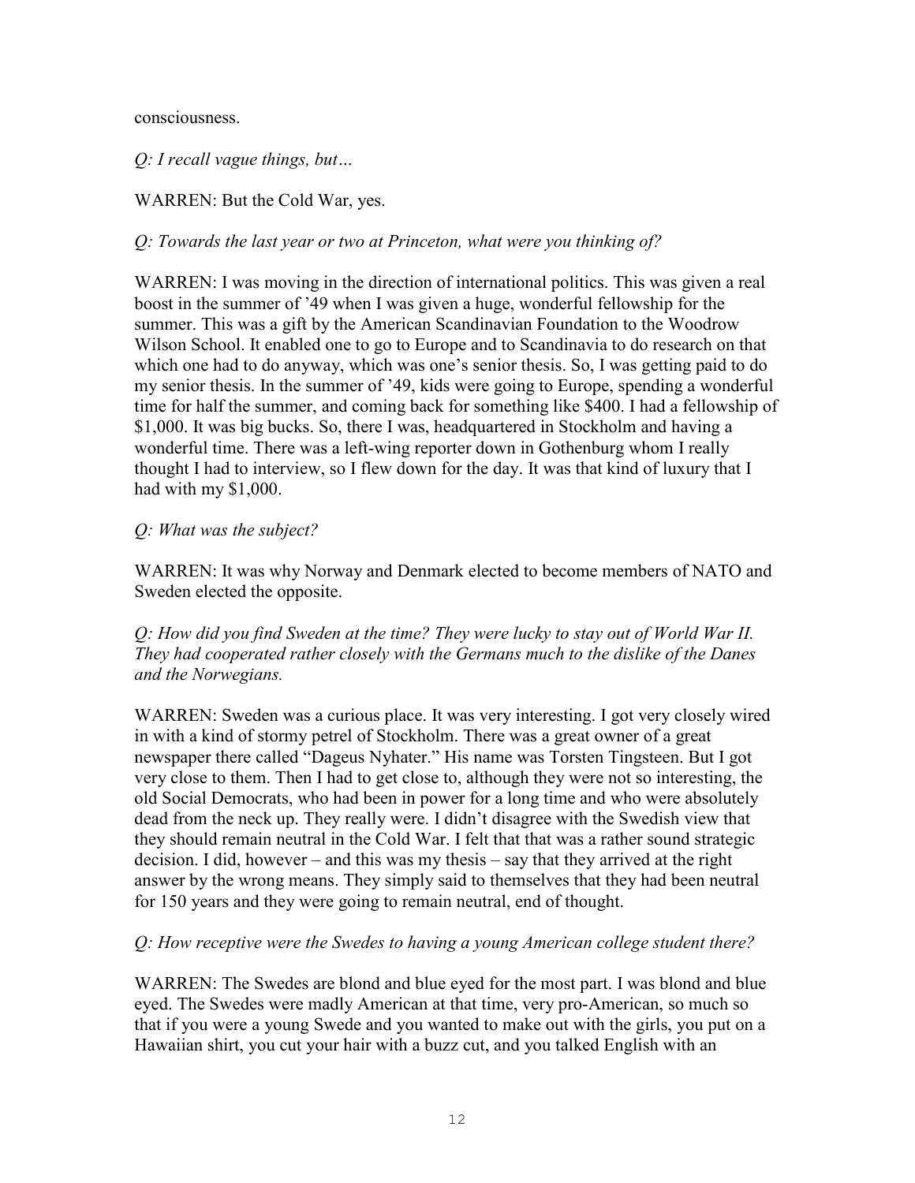consciousness.

*Q: I recall vague things, but…*

WARREN: But the Cold War, yes.

*Q: Towards the last year or two at Princeton, what were you thinking of?*

WARREN: I was moving in the direction of international politics. This was given a real boost in the summer of '49 when I was given a huge, wonderful fellowship for the summer. This was a gift by the American Scandinavian Foundation to the Woodrow Wilson School. It enabled one to go to Europe and to Scandinavia to do research on that which one had to do anyway, which was one's senior thesis. So, I was getting paid to do my senior thesis. In the summer of '49, kids were going to Europe, spending a wonderful time for half the summer, and coming back for something like $400. I had a fellowship of $1,000. It was big bucks. So, there I was, headquartered in Stockholm and having a wonderful time. There was a left-wing reporter down in Gothenburg whom I really thought I had to interview, so I flew down for the day. It was that kind of luxury that I had with my $1,000.

*Q: What was the subject?*

WARREN: It was why Norway and Denmark elected to become members of NATO and Sweden elected the opposite.

*Q: How did you find Sweden at the time? They were lucky to stay out of World War II. They had cooperated rather closely with the Germans much to the dislike of the Danes and the Norwegians.*

WARREN: Sweden was a curious place. It was very interesting. I got very closely wired in with a kind of stormy petrel of Stockholm. There was a great owner of a great newspaper there called "Dageus Nyhater." His name was Torsten Tingsteen. But I got very close to them. Then I had to get close to, although they were not so interesting, the old Social Democrats, who had been in power for a long time and who were absolutely dead from the neck up. They really were. I didn't disagree with the Swedish view that they should remain neutral in the Cold War. I felt that that was a rather sound strategic decision. I did, however – and this was my thesis – say that they arrived at the right answer by the wrong means. They simply said to themselves that they had been neutral for 150 years and they were going to remain neutral, end of thought.

*Q: How receptive were the Swedes to having a young American college student there?*

WARREN: The Swedes are blond and blue eyed for the most part. I was blond and blue eyed. The Swedes were madly American at that time, very pro-American, so much so that if you were a young Swede and you wanted to make out with the girls, you put on a Hawaiian shirt, you cut your hair with a buzz cut, and you talked English with an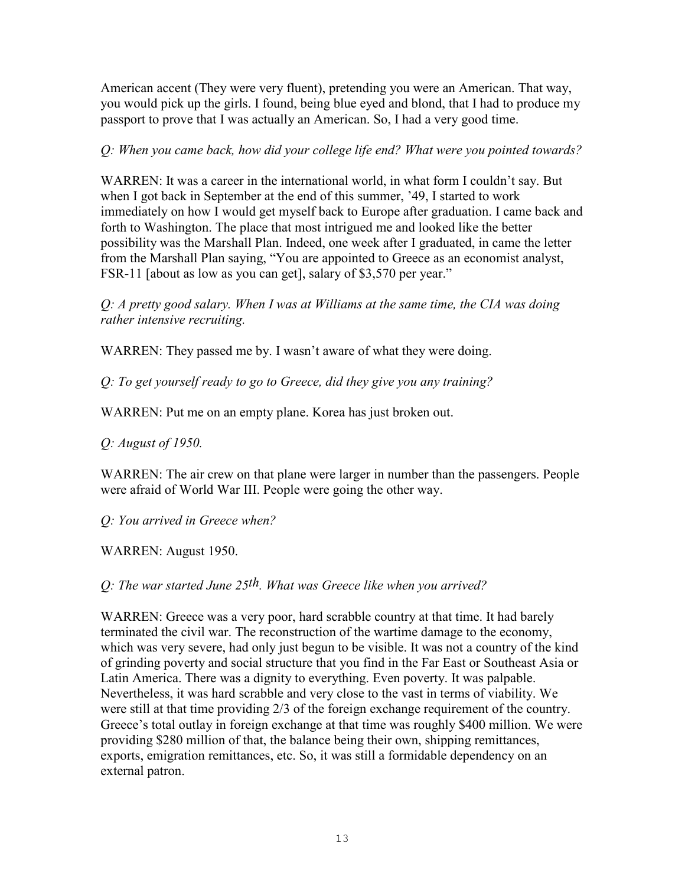American accent (They were very fluent), pretending you were an American. That way, you would pick up the girls. I found, being blue eyed and blond, that I had to produce my passport to prove that I was actually an American. So, I had a very good time.

*Q: When you came back, how did your college life end? What were you pointed towards?*

WARREN: It was a career in the international world, in what form I couldn't say. But when I got back in September at the end of this summer, '49, I started to work immediately on how I would get myself back to Europe after graduation. I came back and forth to Washington. The place that most intrigued me and looked like the better possibility was the Marshall Plan. Indeed, one week after I graduated, in came the letter from the Marshall Plan saying, "You are appointed to Greece as an economist analyst, FSR-11 [about as low as you can get], salary of $3,570 per year."

*Q: A pretty good salary. When I was at Williams at the same time, the CIA was doing rather intensive recruiting.*

WARREN: They passed me by. I wasn't aware of what they were doing.

*Q: To get yourself ready to go to Greece, did they give you any training?*

WARREN: Put me on an empty plane. Korea has just broken out.

*Q: August of 1950.*

WARREN: The air crew on that plane were larger in number than the passengers. People were afraid of World War III. People were going the other way.

*Q: You arrived in Greece when?*

WARREN: August 1950.

*Q: The war started June 25th. What was Greece like when you arrived?*

WARREN: Greece was a very poor, hard scrabble country at that time. It had barely terminated the civil war. The reconstruction of the wartime damage to the economy, which was very severe, had only just begun to be visible. It was not a country of the kind of grinding poverty and social structure that you find in the Far East or Southeast Asia or Latin America. There was a dignity to everything. Even poverty. It was palpable. Nevertheless, it was hard scrabble and very close to the vast in terms of viability. We were still at that time providing 2/3 of the foreign exchange requirement of the country. Greece's total outlay in foreign exchange at that time was roughly $400 million. We were providing $280 million of that, the balance being their own, shipping remittances, exports, emigration remittances, etc. So, it was still a formidable dependency on an external patron.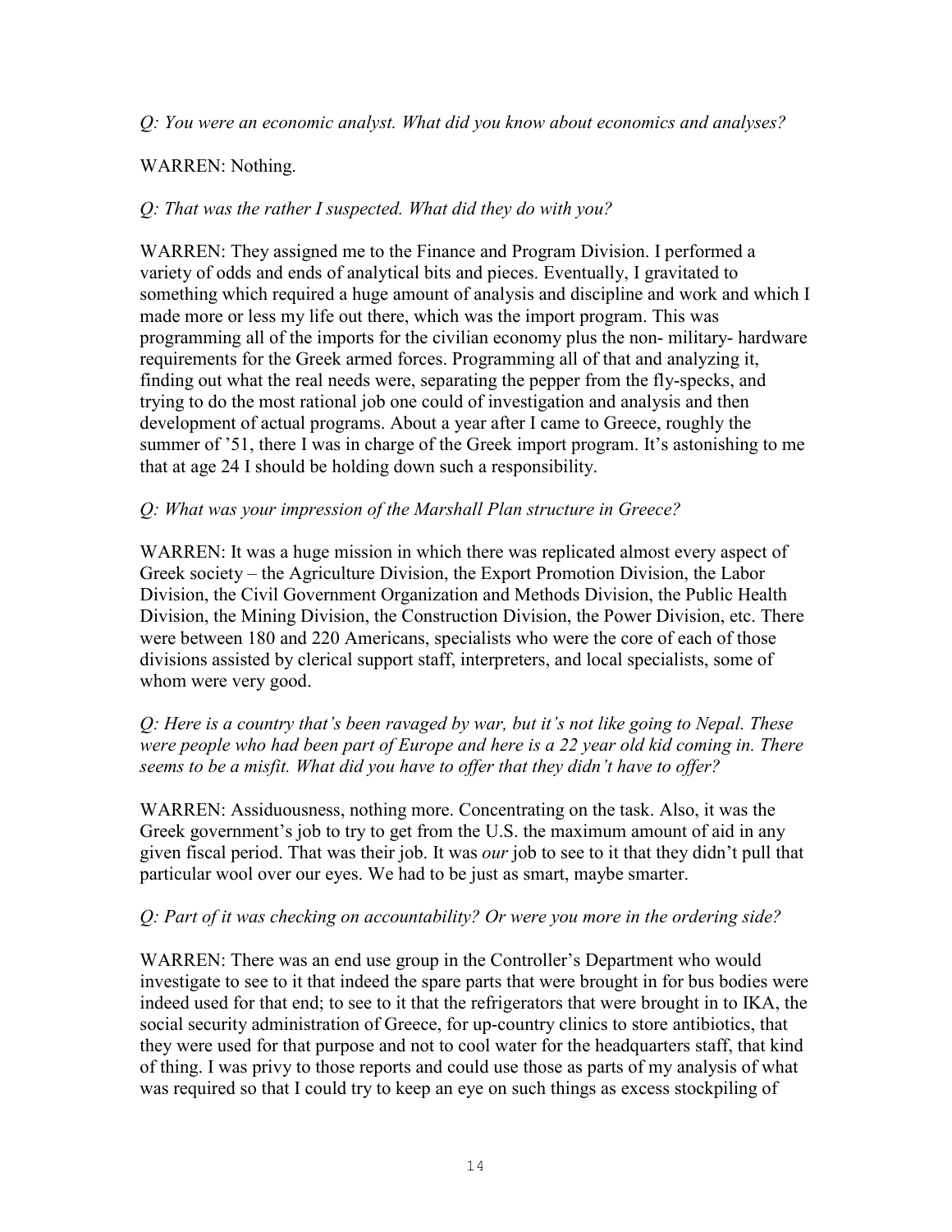*Q: You were an economic analyst. What did you know about economics and analyses?*

WARREN: Nothing.

*Q: That was the rather I suspected. What did they do with you?*

WARREN: They assigned me to the Finance and Program Division. I performed a variety of odds and ends of analytical bits and pieces. Eventually, I gravitated to something which required a huge amount of analysis and discipline and work and which I made more or less my life out there, which was the import program. This was programming all of the imports for the civilian economy plus the non- military- hardware requirements for the Greek armed forces. Programming all of that and analyzing it, finding out what the real needs were, separating the pepper from the fly-specks, and trying to do the most rational job one could of investigation and analysis and then development of actual programs. About a year after I came to Greece, roughly the summer of '51, there I was in charge of the Greek import program. It's astonishing to me that at age 24 I should be holding down such a responsibility.

*Q: What was your impression of the Marshall Plan structure in Greece?*

WARREN: It was a huge mission in which there was replicated almost every aspect of Greek society – the Agriculture Division, the Export Promotion Division, the Labor Division, the Civil Government Organization and Methods Division, the Public Health Division, the Mining Division, the Construction Division, the Power Division, etc. There were between 180 and 220 Americans, specialists who were the core of each of those divisions assisted by clerical support staff, interpreters, and local specialists, some of whom were very good.

*Q: Here is a country that's been ravaged by war, but it's not like going to Nepal. These were people who had been part of Europe and here is a 22 year old kid coming in. There seems to be a misfit. What did you have to offer that they didn't have to offer?*

WARREN: Assiduousness, nothing more. Concentrating on the task. Also, it was the Greek government's job to try to get from the U.S. the maximum amount of aid in any given fiscal period. That was their job. It was *our* job to see to it that they didn't pull that particular wool over our eyes. We had to be just as smart, maybe smarter.

*Q: Part of it was checking on accountability? Or were you more in the ordering side?*

WARREN: There was an end use group in the Controller's Department who would investigate to see to it that indeed the spare parts that were brought in for bus bodies were indeed used for that end; to see to it that the refrigerators that were brought in to IKA, the social security administration of Greece, for up-country clinics to store antibiotics, that they were used for that purpose and not to cool water for the headquarters staff, that kind of thing. I was privy to those reports and could use those as parts of my analysis of what was required so that I could try to keep an eye on such things as excess stockpiling of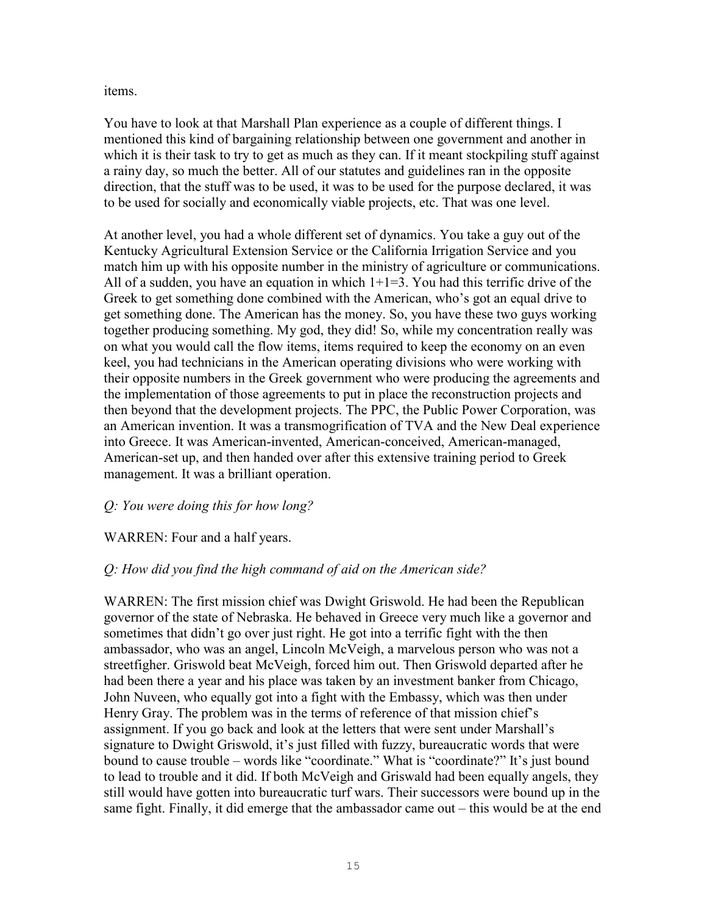items.

You have to look at that Marshall Plan experience as a couple of different things. I mentioned this kind of bargaining relationship between one government and another in which it is their task to try to get as much as they can. If it meant stockpiling stuff against a rainy day, so much the better. All of our statutes and guidelines ran in the opposite direction, that the stuff was to be used, it was to be used for the purpose declared, it was to be used for socially and economically viable projects, etc. That was one level.

At another level, you had a whole different set of dynamics. You take a guy out of the Kentucky Agricultural Extension Service or the California Irrigation Service and you match him up with his opposite number in the ministry of agriculture or communications. All of a sudden, you have an equation in which 1+1=3. You had this terrific drive of the Greek to get something done combined with the American, who's got an equal drive to get something done. The American has the money. So, you have these two guys working together producing something. My god, they did! So, while my concentration really was on what you would call the flow items, items required to keep the economy on an even keel, you had technicians in the American operating divisions who were working with their opposite numbers in the Greek government who were producing the agreements and the implementation of those agreements to put in place the reconstruction projects and then beyond that the development projects. The PPC, the Public Power Corporation, was an American invention. It was a transmogrification of TVA and the New Deal experience into Greece. It was American-invented, American-conceived, American-managed, American-set up, and then handed over after this extensive training period to Greek management. It was a brilliant operation.

*Q: You were doing this for how long?*

WARREN: Four and a half years.

*Q: How did you find the high command of aid on the American side?*

WARREN: The first mission chief was Dwight Griswold. He had been the Republican governor of the state of Nebraska. He behaved in Greece very much like a governor and sometimes that didn't go over just right. He got into a terrific fight with the then ambassador, who was an angel, Lincoln McVeigh, a marvelous person who was not a streetfigher. Griswold beat McVeigh, forced him out. Then Griswold departed after he had been there a year and his place was taken by an investment banker from Chicago, John Nuveen, who equally got into a fight with the Embassy, which was then under Henry Gray. The problem was in the terms of reference of that mission chief's assignment. If you go back and look at the letters that were sent under Marshall's signature to Dwight Griswold, it's just filled with fuzzy, bureaucratic words that were bound to cause trouble – words like "coordinate." What is "coordinate?" It's just bound to lead to trouble and it did. If both McVeigh and Griswald had been equally angels, they still would have gotten into bureaucratic turf wars. Their successors were bound up in the same fight. Finally, it did emerge that the ambassador came out – this would be at the end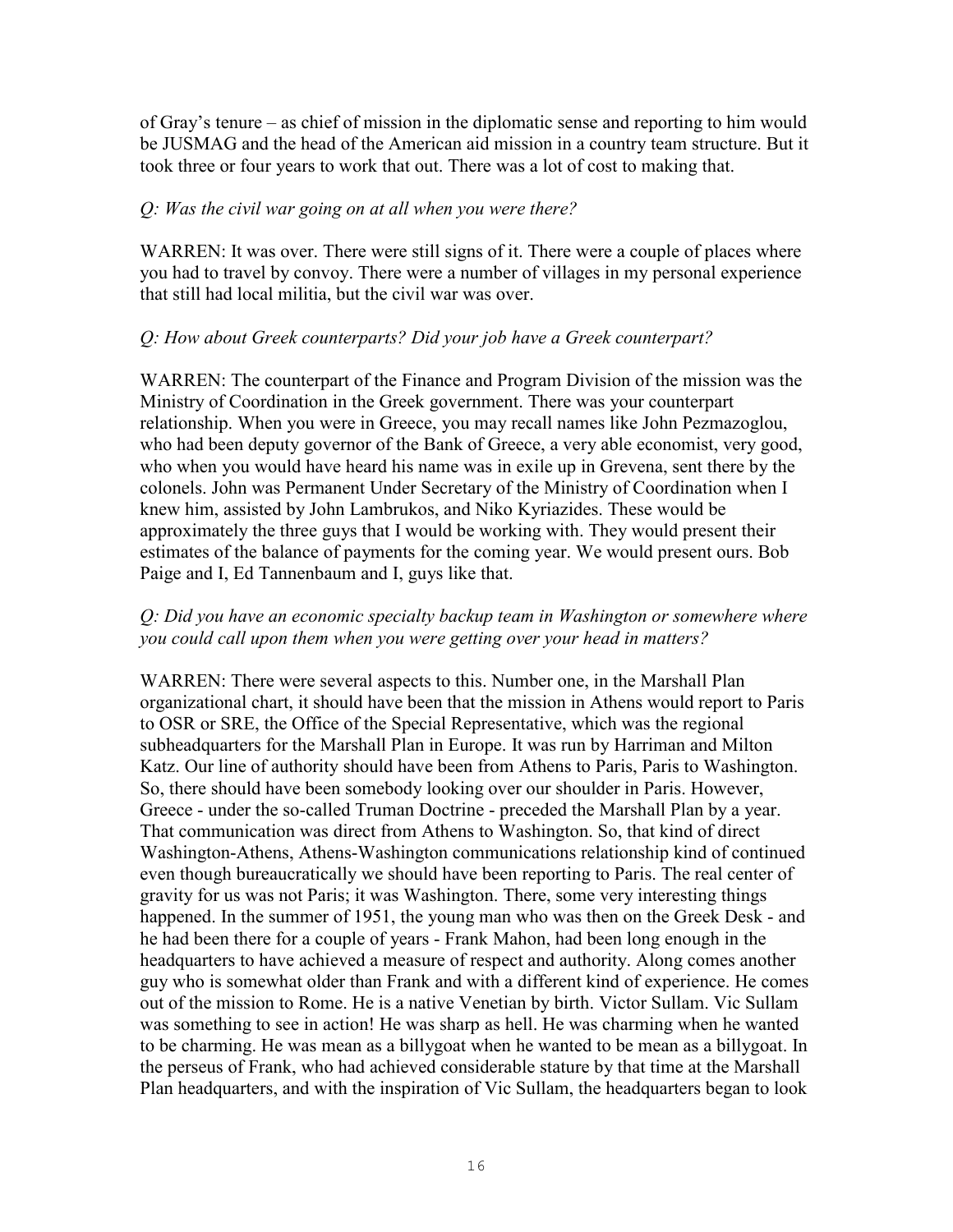of Gray's tenure – as chief of mission in the diplomatic sense and reporting to him would be JUSMAG and the head of the American aid mission in a country team structure. But it took three or four years to work that out. There was a lot of cost to making that.

*Q: Was the civil war going on at all when you were there?*

WARREN: It was over. There were still signs of it. There were a couple of places where you had to travel by convoy. There were a number of villages in my personal experience that still had local militia, but the civil war was over.

*Q: How about Greek counterparts? Did your job have a Greek counterpart?*

WARREN: The counterpart of the Finance and Program Division of the mission was the Ministry of Coordination in the Greek government. There was your counterpart relationship. When you were in Greece, you may recall names like John Pezmazoglou, who had been deputy governor of the Bank of Greece, a very able economist, very good, who when you would have heard his name was in exile up in Grevena, sent there by the colonels. John was Permanent Under Secretary of the Ministry of Coordination when I knew him, assisted by John Lambrukos, and Niko Kyriazides. These would be approximately the three guys that I would be working with. They would present their estimates of the balance of payments for the coming year. We would present ours. Bob Paige and I, Ed Tannenbaum and I, guys like that.

*Q: Did you have an economic specialty backup team in Washington or somewhere where you could call upon them when you were getting over your head in matters?*

WARREN: There were several aspects to this. Number one, in the Marshall Plan organizational chart, it should have been that the mission in Athens would report to Paris to OSR or SRE, the Office of the Special Representative, which was the regional subheadquarters for the Marshall Plan in Europe. It was run by Harriman and Milton Katz. Our line of authority should have been from Athens to Paris, Paris to Washington. So, there should have been somebody looking over our shoulder in Paris. However, Greece - under the so-called Truman Doctrine - preceded the Marshall Plan by a year. That communication was direct from Athens to Washington. So, that kind of direct Washington-Athens, Athens-Washington communications relationship kind of continued even though bureaucratically we should have been reporting to Paris. The real center of gravity for us was not Paris; it was Washington. There, some very interesting things happened. In the summer of 1951, the young man who was then on the Greek Desk - and he had been there for a couple of years - Frank Mahon, had been long enough in the headquarters to have achieved a measure of respect and authority. Along comes another guy who is somewhat older than Frank and with a different kind of experience. He comes out of the mission to Rome. He is a native Venetian by birth. Victor Sullam. Vic Sullam was something to see in action! He was sharp as hell. He was charming when he wanted to be charming. He was mean as a billygoat when he wanted to be mean as a billygoat. In the perseus of Frank, who had achieved considerable stature by that time at the Marshall Plan headquarters, and with the inspiration of Vic Sullam, the headquarters began to look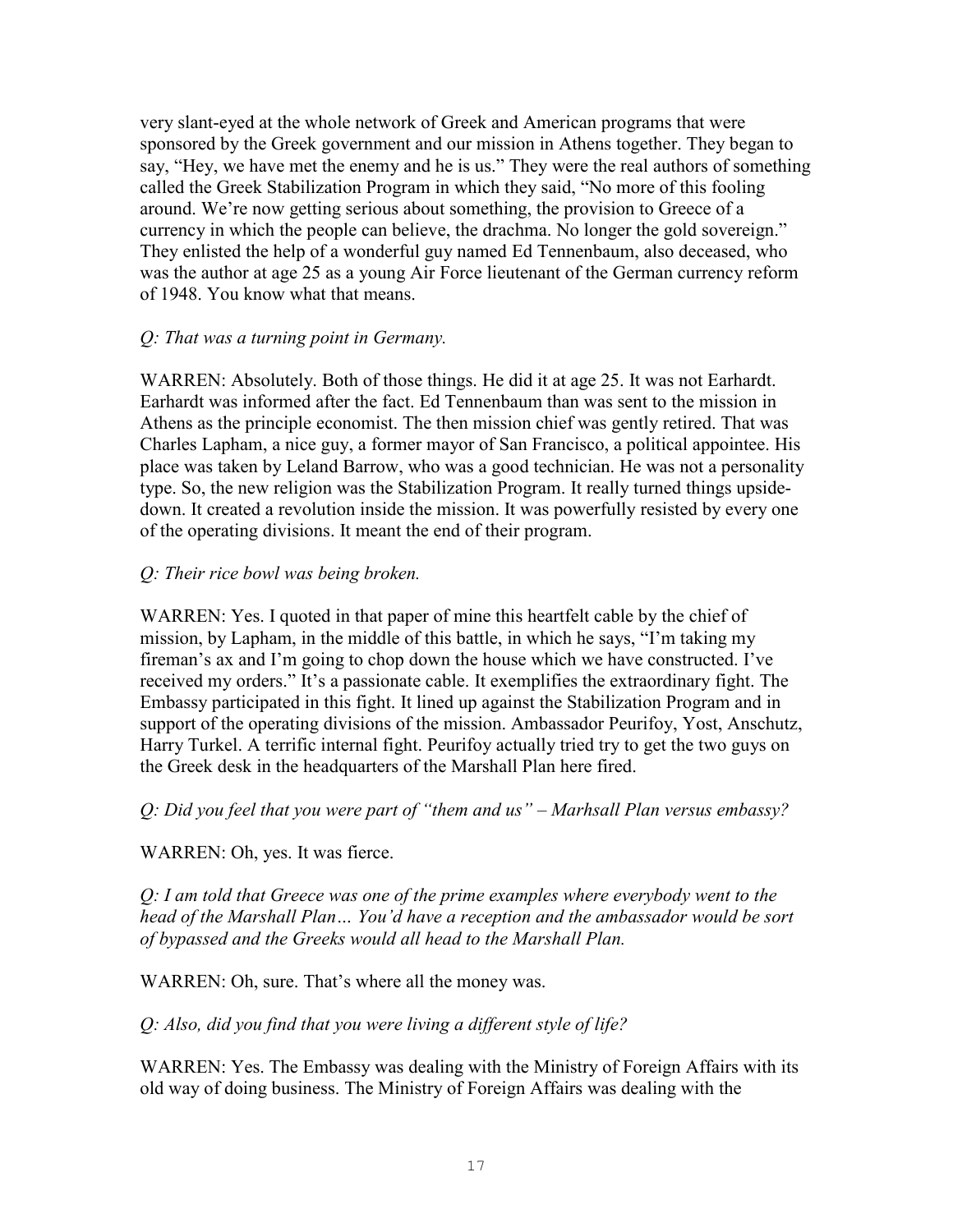very slant-eyed at the whole network of Greek and American programs that were sponsored by the Greek government and our mission in Athens together. They began to say, "Hey, we have met the enemy and he is us." They were the real authors of something called the Greek Stabilization Program in which they said, "No more of this fooling around. We're now getting serious about something, the provision to Greece of a currency in which the people can believe, the drachma. No longer the gold sovereign." They enlisted the help of a wonderful guy named Ed Tennenbaum, also deceased, who was the author at age 25 as a young Air Force lieutenant of the German currency reform of 1948. You know what that means.

*Q: That was a turning point in Germany.*

WARREN: Absolutely. Both of those things. He did it at age 25. It was not Earhardt. Earhardt was informed after the fact. Ed Tennenbaum than was sent to the mission in Athens as the principle economist. The then mission chief was gently retired. That was Charles Lapham, a nice guy, a former mayor of San Francisco, a political appointee. His place was taken by Leland Barrow, who was a good technician. He was not a personality type. So, the new religion was the Stabilization Program. It really turned things upside-down. It created a revolution inside the mission. It was powerfully resisted by every one of the operating divisions. It meant the end of their program.

*Q: Their rice bowl was being broken.*

WARREN: Yes. I quoted in that paper of mine this heartfelt cable by the chief of mission, by Lapham, in the middle of this battle, in which he says, "I'm taking my fireman's ax and I'm going to chop down the house which we have constructed. I've received my orders." It's a passionate cable. It exemplifies the extraordinary fight. The Embassy participated in this fight. It lined up against the Stabilization Program and in support of the operating divisions of the mission. Ambassador Peurifoy, Yost, Anschutz, Harry Turkel. A terrific internal fight. Peurifoy actually tried try to get the two guys on the Greek desk in the headquarters of the Marshall Plan here fired.

*Q: Did you feel that you were part of "them and us" – Marhsall Plan versus embassy?*

WARREN: Oh, yes. It was fierce.

*Q: I am told that Greece was one of the prime examples where everybody went to the head of the Marshall Plan… You'd have a reception and the ambassador would be sort of bypassed and the Greeks would all head to the Marshall Plan.*

WARREN: Oh, sure. That's where all the money was.

*Q: Also, did you find that you were living a different style of life?*

WARREN: Yes. The Embassy was dealing with the Ministry of Foreign Affairs with its old way of doing business. The Ministry of Foreign Affairs was dealing with the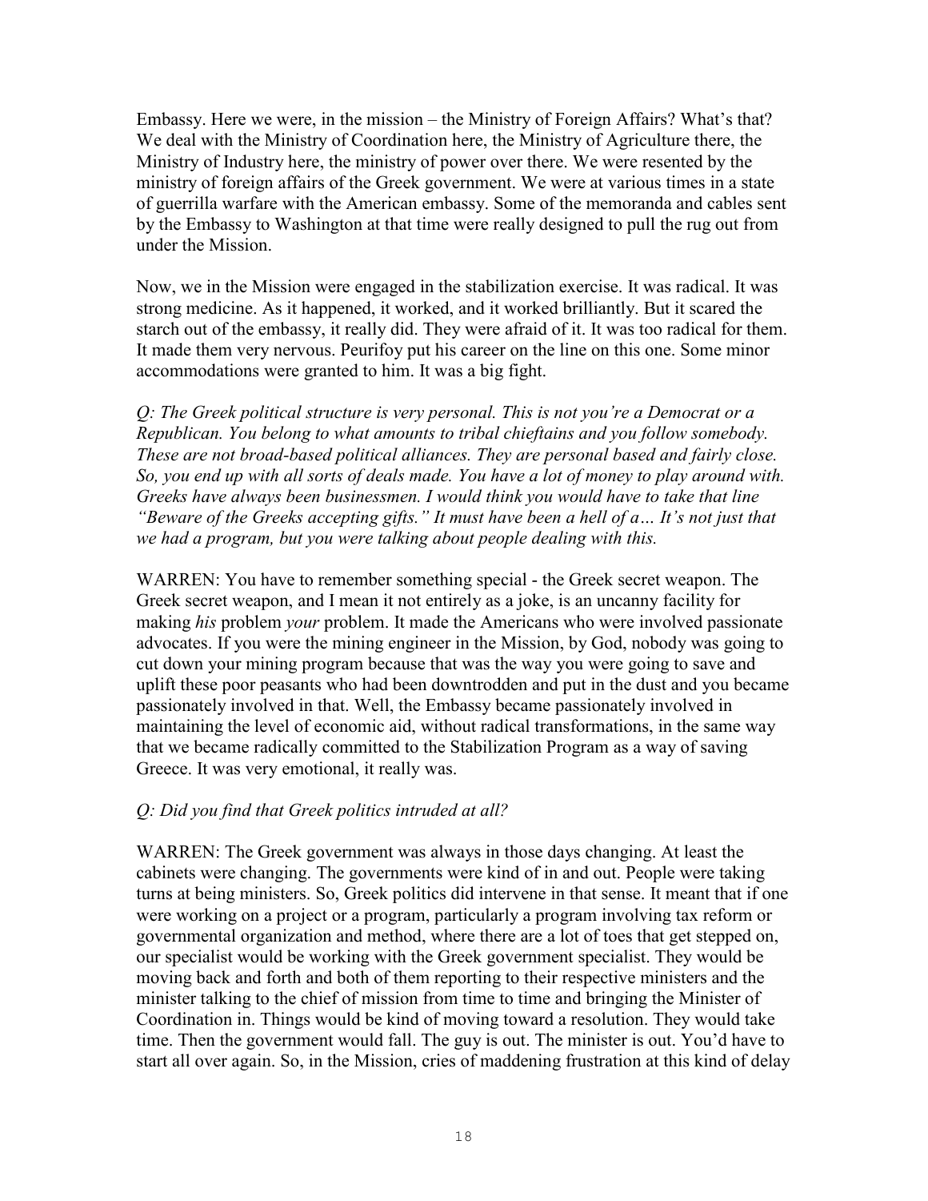Embassy. Here we were, in the mission – the Ministry of Foreign Affairs? What's that? We deal with the Ministry of Coordination here, the Ministry of Agriculture there, the Ministry of Industry here, the ministry of power over there. We were resented by the ministry of foreign affairs of the Greek government. We were at various times in a state of guerrilla warfare with the American embassy. Some of the memoranda and cables sent by the Embassy to Washington at that time were really designed to pull the rug out from under the Mission.

Now, we in the Mission were engaged in the stabilization exercise. It was radical. It was strong medicine. As it happened, it worked, and it worked brilliantly. But it scared the starch out of the embassy, it really did. They were afraid of it. It was too radical for them. It made them very nervous. Peurifoy put his career on the line on this one. Some minor accommodations were granted to him. It was a big fight.

*Q: The Greek political structure is very personal. This is not you're a Democrat or a Republican. You belong to what amounts to tribal chieftains and you follow somebody. These are not broad-based political alliances. They are personal based and fairly close. So, you end up with all sorts of deals made. You have a lot of money to play around with. Greeks have always been businessmen. I would think you would have to take that line "Beware of the Greeks accepting gifts." It must have been a hell of a… It's not just that we had a program, but you were talking about people dealing with this.*

WARREN: You have to remember something special - the Greek secret weapon. The Greek secret weapon, and I mean it not entirely as a joke, is an uncanny facility for making *his* problem *your* problem. It made the Americans who were involved passionate advocates. If you were the mining engineer in the Mission, by God, nobody was going to cut down your mining program because that was the way you were going to save and uplift these poor peasants who had been downtrodden and put in the dust and you became passionately involved in that. Well, the Embassy became passionately involved in maintaining the level of economic aid, without radical transformations, in the same way that we became radically committed to the Stabilization Program as a way of saving Greece. It was very emotional, it really was.

*Q: Did you find that Greek politics intruded at all?*

WARREN: The Greek government was always in those days changing. At least the cabinets were changing. The governments were kind of in and out. People were taking turns at being ministers. So, Greek politics did intervene in that sense. It meant that if one were working on a project or a program, particularly a program involving tax reform or governmental organization and method, where there are a lot of toes that get stepped on, our specialist would be working with the Greek government specialist. They would be moving back and forth and both of them reporting to their respective ministers and the minister talking to the chief of mission from time to time and bringing the Minister of Coordination in. Things would be kind of moving toward a resolution. They would take time. Then the government would fall. The guy is out. The minister is out. You'd have to start all over again. So, in the Mission, cries of maddening frustration at this kind of delay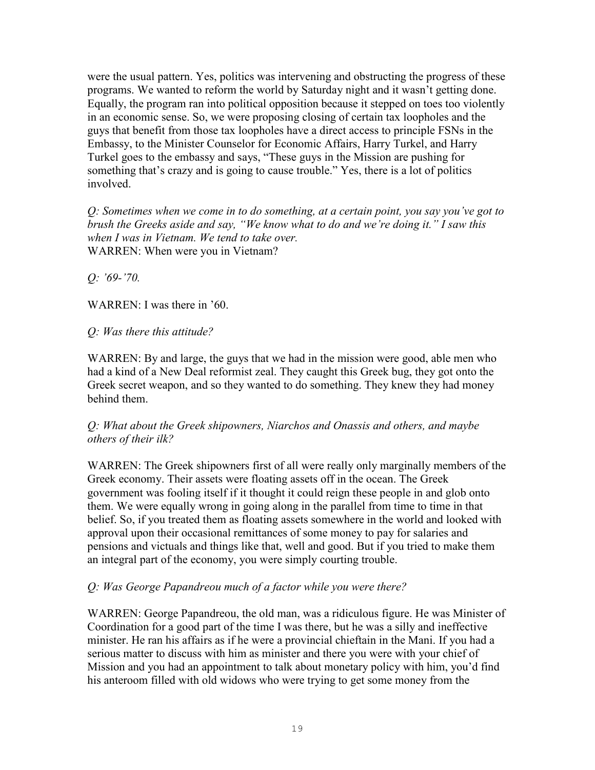were the usual pattern. Yes, politics was intervening and obstructing the progress of these programs. We wanted to reform the world by Saturday night and it wasn't getting done. Equally, the program ran into political opposition because it stepped on toes too violently in an economic sense. So, we were proposing closing of certain tax loopholes and the guys that benefit from those tax loopholes have a direct access to principle FSNs in the Embassy, to the Minister Counselor for Economic Affairs, Harry Turkel, and Harry Turkel goes to the embassy and says, "These guys in the Mission are pushing for something that's crazy and is going to cause trouble." Yes, there is a lot of politics involved.

*Q: Sometimes when we come in to do something, at a certain point, you say you've got to brush the Greeks aside and say, "We know what to do and we're doing it." I saw this when I was in Vietnam. We tend to take over.*

WARREN: When were you in Vietnam?

*Q: '69-'70.*

WARREN: I was there in '60.

*Q: Was there this attitude?*

WARREN: By and large, the guys that we had in the mission were good, able men who had a kind of a New Deal reformist zeal. They caught this Greek bug, they got onto the Greek secret weapon, and so they wanted to do something. They knew they had money behind them.

*Q: What about the Greek shipowners, Niarchos and Onassis and others, and maybe others of their ilk?*

WARREN: The Greek shipowners first of all were really only marginally members of the Greek economy. Their assets were floating assets off in the ocean. The Greek government was fooling itself if it thought it could reign these people in and glob onto them. We were equally wrong in going along in the parallel from time to time in that belief. So, if you treated them as floating assets somewhere in the world and looked with approval upon their occasional remittances of some money to pay for salaries and pensions and victuals and things like that, well and good. But if you tried to make them an integral part of the economy, you were simply courting trouble.

*Q: Was George Papandreou much of a factor while you were there?*

WARREN: George Papandreou, the old man, was a ridiculous figure. He was Minister of Coordination for a good part of the time I was there, but he was a silly and ineffective minister. He ran his affairs as if he were a provincial chieftain in the Mani. If you had a serious matter to discuss with him as minister and there you were with your chief of Mission and you had an appointment to talk about monetary policy with him, you'd find his anteroom filled with old widows who were trying to get some money from the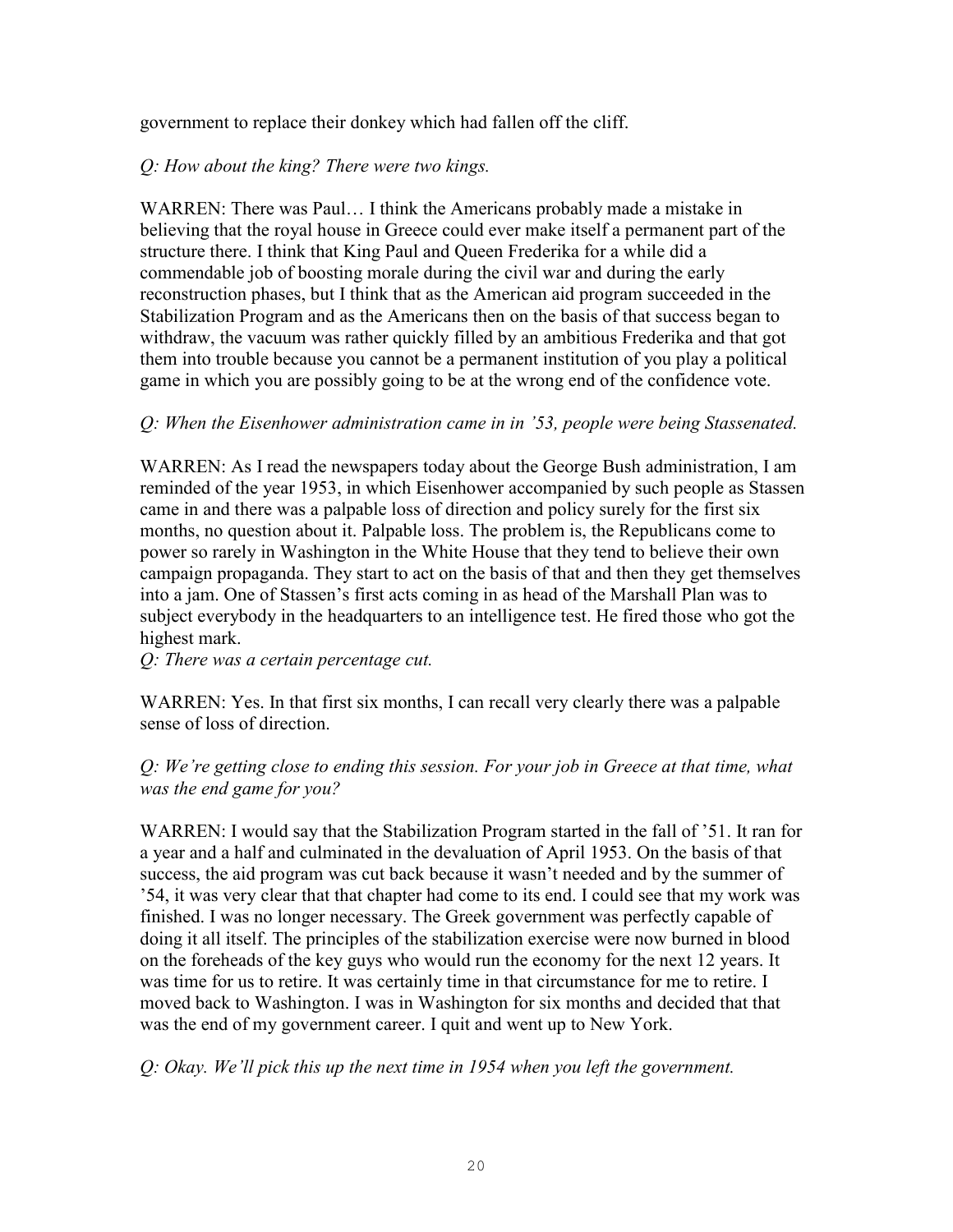government to replace their donkey which had fallen off the cliff.

*Q: How about the king? There were two kings.*

WARREN: There was Paul… I think the Americans probably made a mistake in believing that the royal house in Greece could ever make itself a permanent part of the structure there. I think that King Paul and Queen Frederika for a while did a commendable job of boosting morale during the civil war and during the early reconstruction phases, but I think that as the American aid program succeeded in the Stabilization Program and as the Americans then on the basis of that success began to withdraw, the vacuum was rather quickly filled by an ambitious Frederika and that got them into trouble because you cannot be a permanent institution of you play a political game in which you are possibly going to be at the wrong end of the confidence vote.

*Q: When the Eisenhower administration came in in '53, people were being Stassenated.*

WARREN: As I read the newspapers today about the George Bush administration, I am reminded of the year 1953, in which Eisenhower accompanied by such people as Stassen came in and there was a palpable loss of direction and policy surely for the first six months, no question about it. Palpable loss. The problem is, the Republicans come to power so rarely in Washington in the White House that they tend to believe their own campaign propaganda. They start to act on the basis of that and then they get themselves into a jam. One of Stassen's first acts coming in as head of the Marshall Plan was to subject everybody in the headquarters to an intelligence test. He fired those who got the highest mark.

*Q: There was a certain percentage cut.*

WARREN: Yes. In that first six months, I can recall very clearly there was a palpable sense of loss of direction.

*Q: We're getting close to ending this session. For your job in Greece at that time, what was the end game for you?*

WARREN: I would say that the Stabilization Program started in the fall of '51. It ran for a year and a half and culminated in the devaluation of April 1953. On the basis of that success, the aid program was cut back because it wasn't needed and by the summer of '54, it was very clear that that chapter had come to its end. I could see that my work was finished. I was no longer necessary. The Greek government was perfectly capable of doing it all itself. The principles of the stabilization exercise were now burned in blood on the foreheads of the key guys who would run the economy for the next 12 years. It was time for us to retire. It was certainly time in that circumstance for me to retire. I moved back to Washington. I was in Washington for six months and decided that that was the end of my government career. I quit and went up to New York.

*Q: Okay. We'll pick this up the next time in 1954 when you left the government.*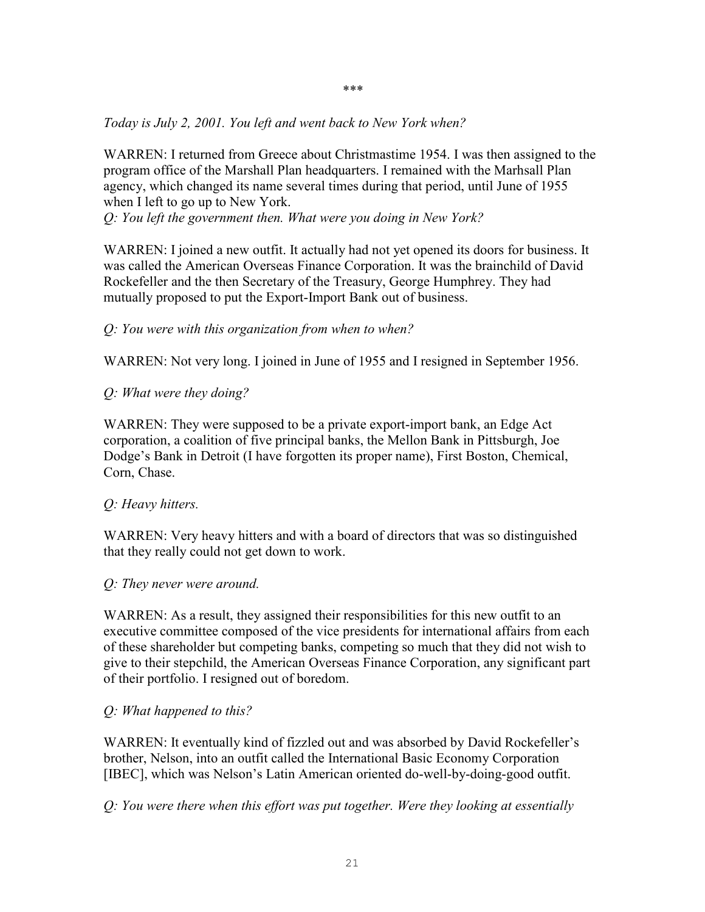\*\*\*

*Today is July 2, 2001. You left and went back to New York when?*

WARREN: I returned from Greece about Christmastime 1954. I was then assigned to the program office of the Marshall Plan headquarters. I remained with the Marhsall Plan agency, which changed its name several times during that period, until June of 1955 when I left to go up to New York.

*Q: You left the government then. What were you doing in New York?*

WARREN: I joined a new outfit. It actually had not yet opened its doors for business. It was called the American Overseas Finance Corporation. It was the brainchild of David Rockefeller and the then Secretary of the Treasury, George Humphrey. They had mutually proposed to put the Export-Import Bank out of business.

*Q: You were with this organization from when to when?*

WARREN: Not very long. I joined in June of 1955 and I resigned in September 1956.

*Q: What were they doing?*

WARREN: They were supposed to be a private export-import bank, an Edge Act corporation, a coalition of five principal banks, the Mellon Bank in Pittsburgh, Joe Dodge's Bank in Detroit (I have forgotten its proper name), First Boston, Chemical, Corn, Chase.

*Q: Heavy hitters.*

WARREN: Very heavy hitters and with a board of directors that was so distinguished that they really could not get down to work.

*Q: They never were around.*

WARREN: As a result, they assigned their responsibilities for this new outfit to an executive committee composed of the vice presidents for international affairs from each of these shareholder but competing banks, competing so much that they did not wish to give to their stepchild, the American Overseas Finance Corporation, any significant part of their portfolio. I resigned out of boredom.

*Q: What happened to this?*

WARREN: It eventually kind of fizzled out and was absorbed by David Rockefeller's brother, Nelson, into an outfit called the International Basic Economy Corporation [IBEC], which was Nelson's Latin American oriented do-well-by-doing-good outfit.

*Q: You were there when this effort was put together. Were they looking at essentially*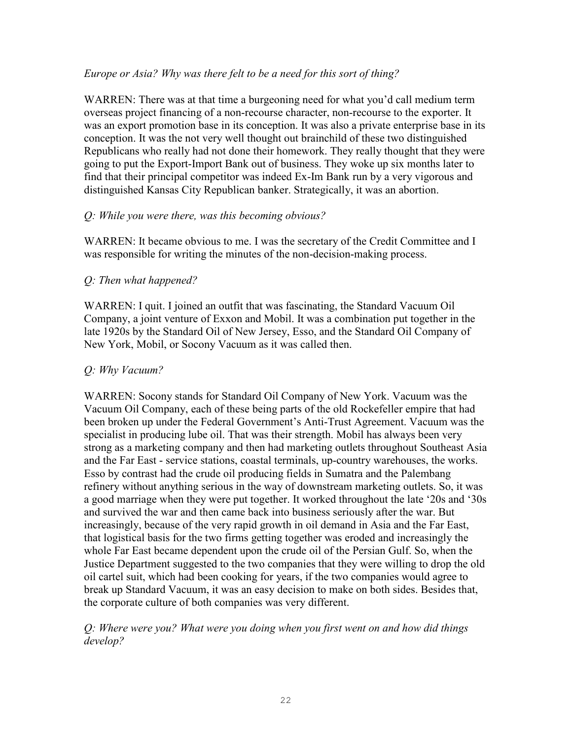*Europe or Asia? Why was there felt to be a need for this sort of thing?*

WARREN: There was at that time a burgeoning need for what you'd call medium term overseas project financing of a non-recourse character, non-recourse to the exporter. It was an export promotion base in its conception. It was also a private enterprise base in its conception. It was the not very well thought out brainchild of these two distinguished Republicans who really had not done their homework. They really thought that they were going to put the Export-Import Bank out of business. They woke up six months later to find that their principal competitor was indeed Ex-Im Bank run by a very vigorous and distinguished Kansas City Republican banker. Strategically, it was an abortion.

*Q: While you were there, was this becoming obvious?*

WARREN: It became obvious to me. I was the secretary of the Credit Committee and I was responsible for writing the minutes of the non-decision-making process.

*Q: Then what happened?*

WARREN: I quit. I joined an outfit that was fascinating, the Standard Vacuum Oil Company, a joint venture of Exxon and Mobil. It was a combination put together in the late 1920s by the Standard Oil of New Jersey, Esso, and the Standard Oil Company of New York, Mobil, or Socony Vacuum as it was called then.

*Q: Why Vacuum?*

WARREN: Socony stands for Standard Oil Company of New York. Vacuum was the Vacuum Oil Company, each of these being parts of the old Rockefeller empire that had been broken up under the Federal Government's Anti-Trust Agreement. Vacuum was the specialist in producing lube oil. That was their strength. Mobil has always been very strong as a marketing company and then had marketing outlets throughout Southeast Asia and the Far East - service stations, coastal terminals, up-country warehouses, the works. Esso by contrast had the crude oil producing fields in Sumatra and the Palembang refinery without anything serious in the way of downstream marketing outlets. So, it was a good marriage when they were put together. It worked throughout the late '20s and '30s and survived the war and then came back into business seriously after the war. But increasingly, because of the very rapid growth in oil demand in Asia and the Far East, that logistical basis for the two firms getting together was eroded and increasingly the whole Far East became dependent upon the crude oil of the Persian Gulf. So, when the Justice Department suggested to the two companies that they were willing to drop the old oil cartel suit, which had been cooking for years, if the two companies would agree to break up Standard Vacuum, it was an easy decision to make on both sides. Besides that, the corporate culture of both companies was very different.

*Q: Where were you? What were you doing when you first went on and how did things develop?*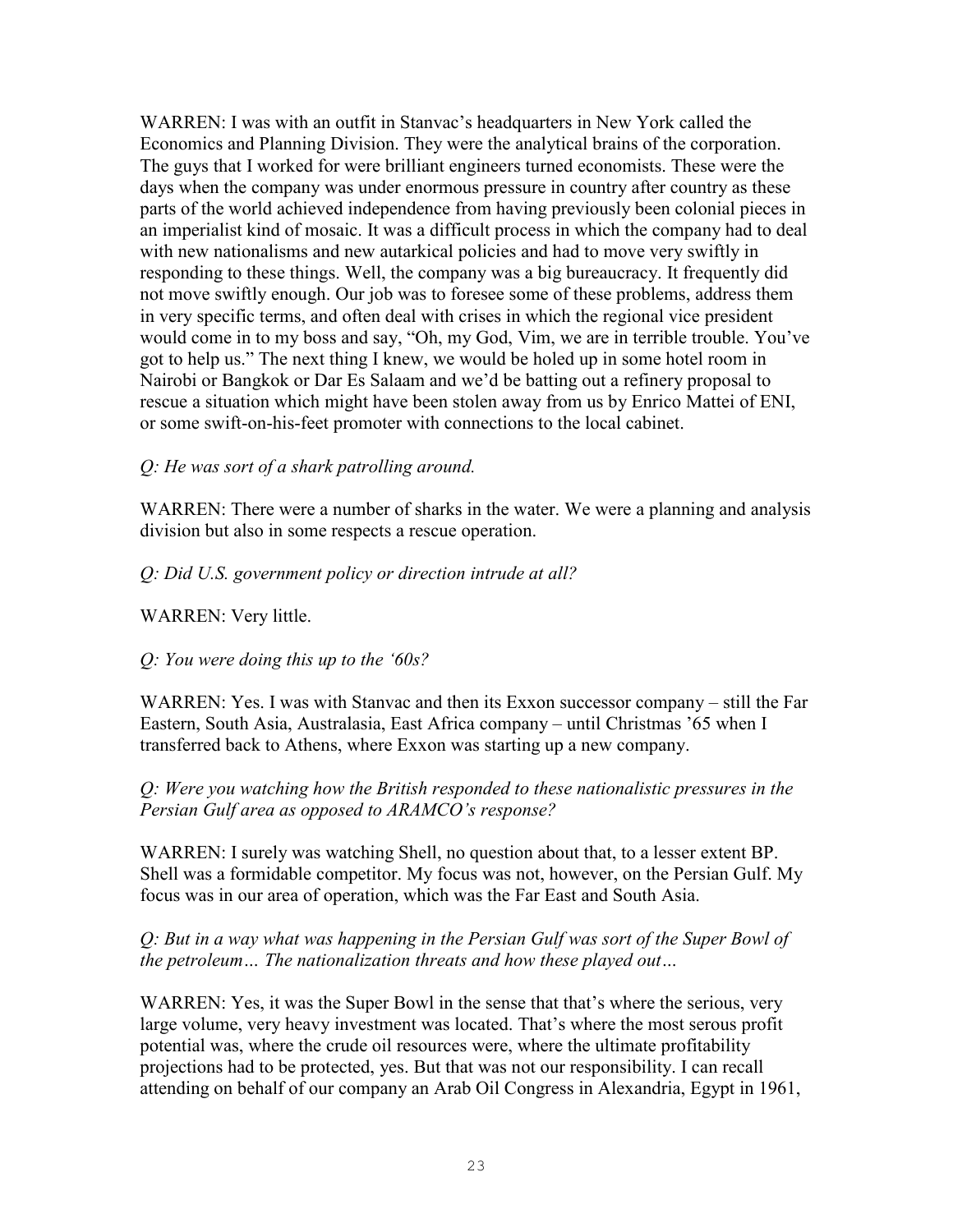WARREN: I was with an outfit in Stanvac's headquarters in New York called the Economics and Planning Division. They were the analytical brains of the corporation. The guys that I worked for were brilliant engineers turned economists. These were the days when the company was under enormous pressure in country after country as these parts of the world achieved independence from having previously been colonial pieces in an imperialist kind of mosaic. It was a difficult process in which the company had to deal with new nationalisms and new autarkical policies and had to move very swiftly in responding to these things. Well, the company was a big bureaucracy. It frequently did not move swiftly enough. Our job was to foresee some of these problems, address them in very specific terms, and often deal with crises in which the regional vice president would come in to my boss and say, "Oh, my God, Vim, we are in terrible trouble. You've got to help us." The next thing I knew, we would be holed up in some hotel room in Nairobi or Bangkok or Dar Es Salaam and we'd be batting out a refinery proposal to rescue a situation which might have been stolen away from us by Enrico Mattei of ENI, or some swift-on-his-feet promoter with connections to the local cabinet.

*Q: He was sort of a shark patrolling around.*

WARREN: There were a number of sharks in the water. We were a planning and analysis division but also in some respects a rescue operation.

*Q: Did U.S. government policy or direction intrude at all?*

WARREN: Very little.

*Q: You were doing this up to the '60s?*

WARREN: Yes. I was with Stanvac and then its Exxon successor company – still the Far Eastern, South Asia, Australasia, East Africa company – until Christmas '65 when I transferred back to Athens, where Exxon was starting up a new company.

*Q: Were you watching how the British responded to these nationalistic pressures in the Persian Gulf area as opposed to ARAMCO's response?*

WARREN: I surely was watching Shell, no question about that, to a lesser extent BP. Shell was a formidable competitor. My focus was not, however, on the Persian Gulf. My focus was in our area of operation, which was the Far East and South Asia.

*Q: But in a way what was happening in the Persian Gulf was sort of the Super Bowl of the petroleum… The nationalization threats and how these played out…*

WARREN: Yes, it was the Super Bowl in the sense that that's where the serious, very large volume, very heavy investment was located. That's where the most serous profit potential was, where the crude oil resources were, where the ultimate profitability projections had to be protected, yes. But that was not our responsibility. I can recall attending on behalf of our company an Arab Oil Congress in Alexandria, Egypt in 1961,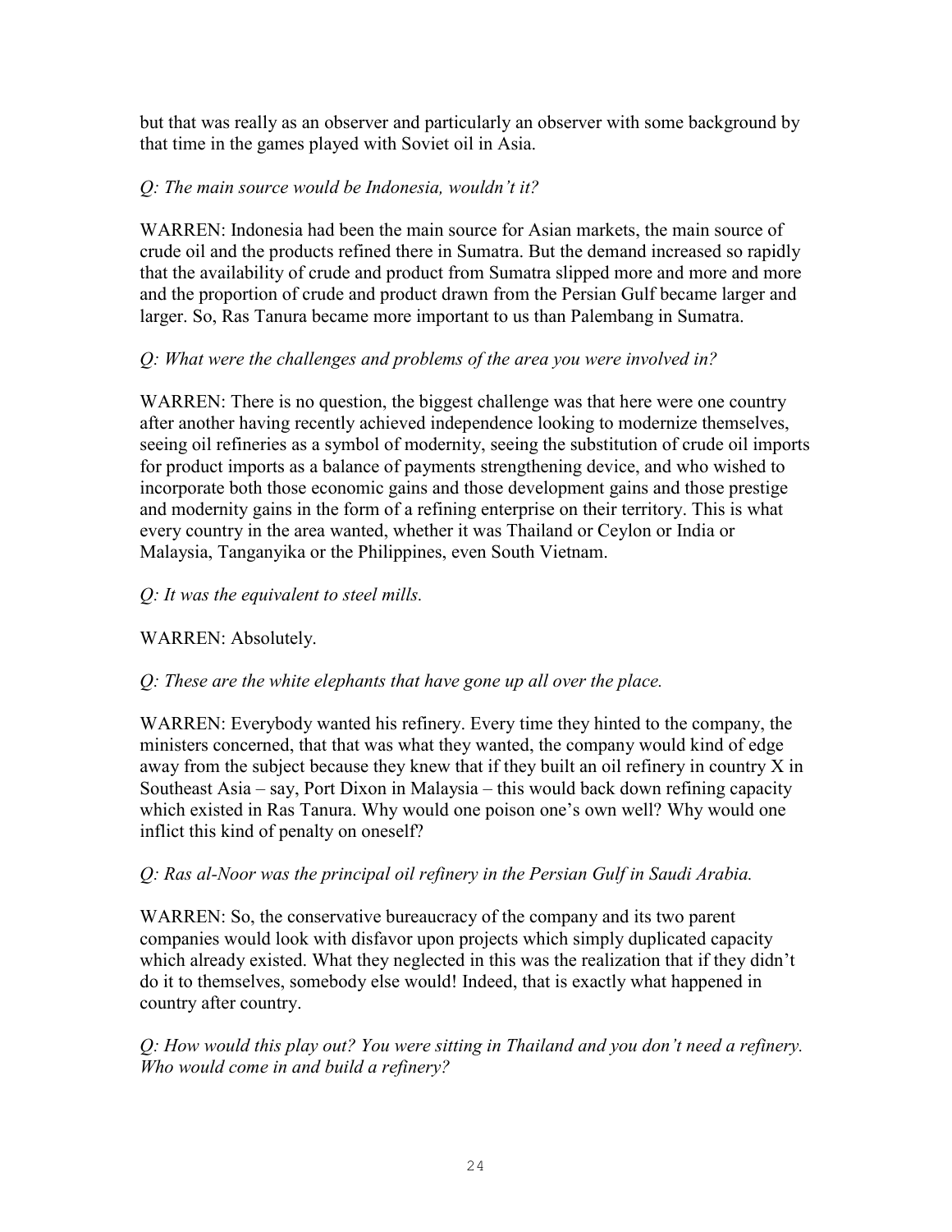but that was really as an observer and particularly an observer with some background by that time in the games played with Soviet oil in Asia.

*Q: The main source would be Indonesia, wouldn't it?*

WARREN: Indonesia had been the main source for Asian markets, the main source of crude oil and the products refined there in Sumatra. But the demand increased so rapidly that the availability of crude and product from Sumatra slipped more and more and more and the proportion of crude and product drawn from the Persian Gulf became larger and larger. So, Ras Tanura became more important to us than Palembang in Sumatra.

*Q: What were the challenges and problems of the area you were involved in?*

WARREN: There is no question, the biggest challenge was that here were one country after another having recently achieved independence looking to modernize themselves, seeing oil refineries as a symbol of modernity, seeing the substitution of crude oil imports for product imports as a balance of payments strengthening device, and who wished to incorporate both those economic gains and those development gains and those prestige and modernity gains in the form of a refining enterprise on their territory. This is what every country in the area wanted, whether it was Thailand or Ceylon or India or Malaysia, Tanganyika or the Philippines, even South Vietnam.

*Q: It was the equivalent to steel mills.*

WARREN: Absolutely.

*Q: These are the white elephants that have gone up all over the place.*

WARREN: Everybody wanted his refinery. Every time they hinted to the company, the ministers concerned, that that was what they wanted, the company would kind of edge away from the subject because they knew that if they built an oil refinery in country X in Southeast Asia – say, Port Dixon in Malaysia – this would back down refining capacity which existed in Ras Tanura. Why would one poison one's own well? Why would one inflict this kind of penalty on oneself?

*Q: Ras al-Noor was the principal oil refinery in the Persian Gulf in Saudi Arabia.*

WARREN: So, the conservative bureaucracy of the company and its two parent companies would look with disfavor upon projects which simply duplicated capacity which already existed. What they neglected in this was the realization that if they didn't do it to themselves, somebody else would! Indeed, that is exactly what happened in country after country.

*Q: How would this play out? You were sitting in Thailand and you don't need a refinery. Who would come in and build a refinery?*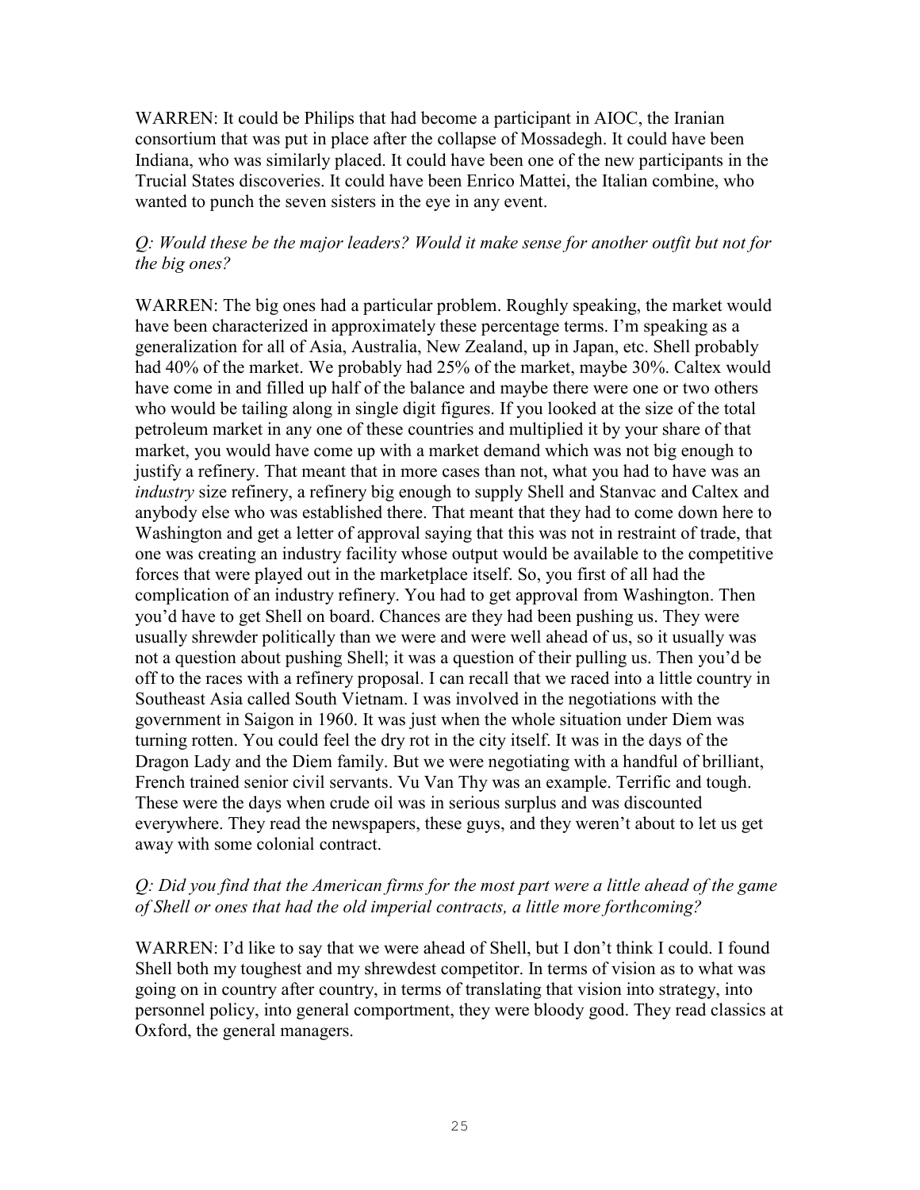WARREN: It could be Philips that had become a participant in AIOC, the Iranian consortium that was put in place after the collapse of Mossadegh. It could have been Indiana, who was similarly placed. It could have been one of the new participants in the Trucial States discoveries. It could have been Enrico Mattei, the Italian combine, who wanted to punch the seven sisters in the eye in any event.

*Q: Would these be the major leaders? Would it make sense for another outfit but not for the big ones?*

WARREN: The big ones had a particular problem. Roughly speaking, the market would have been characterized in approximately these percentage terms. I'm speaking as a generalization for all of Asia, Australia, New Zealand, up in Japan, etc. Shell probably had 40% of the market. We probably had 25% of the market, maybe 30%. Caltex would have come in and filled up half of the balance and maybe there were one or two others who would be tailing along in single digit figures. If you looked at the size of the total petroleum market in any one of these countries and multiplied it by your share of that market, you would have come up with a market demand which was not big enough to justify a refinery. That meant that in more cases than not, what you had to have was an *industry* size refinery, a refinery big enough to supply Shell and Stanvac and Caltex and anybody else who was established there. That meant that they had to come down here to Washington and get a letter of approval saying that this was not in restraint of trade, that one was creating an industry facility whose output would be available to the competitive forces that were played out in the marketplace itself. So, you first of all had the complication of an industry refinery. You had to get approval from Washington. Then you'd have to get Shell on board. Chances are they had been pushing us. They were usually shrewder politically than we were and were well ahead of us, so it usually was not a question about pushing Shell; it was a question of their pulling us. Then you'd be off to the races with a refinery proposal. I can recall that we raced into a little country in Southeast Asia called South Vietnam. I was involved in the negotiations with the government in Saigon in 1960. It was just when the whole situation under Diem was turning rotten. You could feel the dry rot in the city itself. It was in the days of the Dragon Lady and the Diem family. But we were negotiating with a handful of brilliant, French trained senior civil servants. Vu Van Thy was an example. Terrific and tough. These were the days when crude oil was in serious surplus and was discounted everywhere. They read the newspapers, these guys, and they weren't about to let us get away with some colonial contract.

*Q: Did you find that the American firms for the most part were a little ahead of the game of Shell or ones that had the old imperial contracts, a little more forthcoming?*

WARREN: I'd like to say that we were ahead of Shell, but I don't think I could. I found Shell both my toughest and my shrewdest competitor. In terms of vision as to what was going on in country after country, in terms of translating that vision into strategy, into personnel policy, into general comportment, they were bloody good. They read classics at Oxford, the general managers.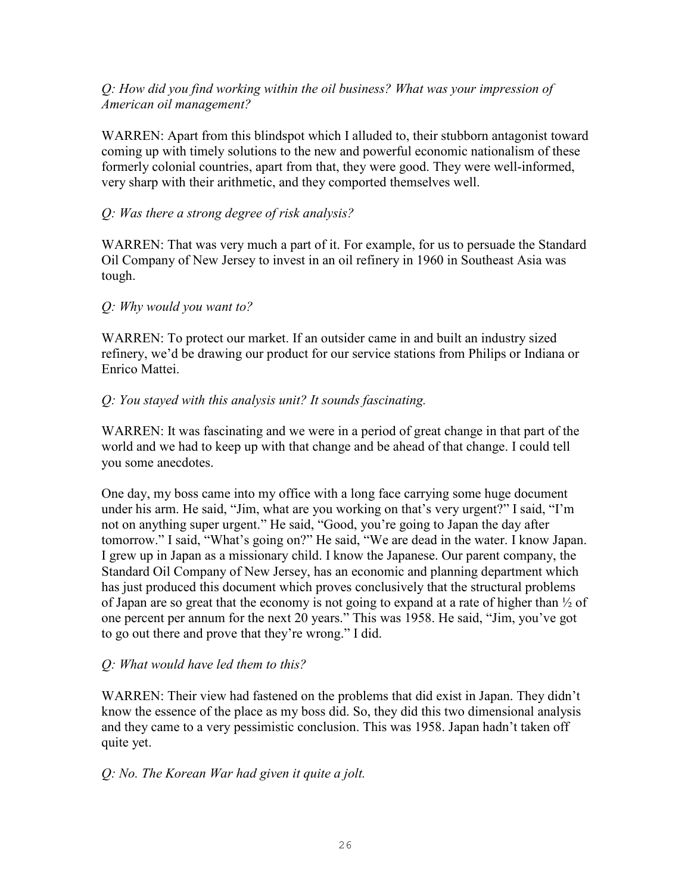*Q: How did you find working within the oil business? What was your impression of American oil management?*

WARREN: Apart from this blindspot which I alluded to, their stubborn antagonist toward coming up with timely solutions to the new and powerful economic nationalism of these formerly colonial countries, apart from that, they were good. They were well-informed, very sharp with their arithmetic, and they comported themselves well.

*Q: Was there a strong degree of risk analysis?*

WARREN: That was very much a part of it. For example, for us to persuade the Standard Oil Company of New Jersey to invest in an oil refinery in 1960 in Southeast Asia was tough.

*Q: Why would you want to?*

WARREN: To protect our market. If an outsider came in and built an industry sized refinery, we'd be drawing our product for our service stations from Philips or Indiana or Enrico Mattei.

*Q: You stayed with this analysis unit? It sounds fascinating.*

WARREN: It was fascinating and we were in a period of great change in that part of the world and we had to keep up with that change and be ahead of that change. I could tell you some anecdotes.

One day, my boss came into my office with a long face carrying some huge document under his arm. He said, "Jim, what are you working on that's very urgent?" I said, "I'm not on anything super urgent." He said, "Good, you're going to Japan the day after tomorrow." I said, "What's going on?" He said, "We are dead in the water. I know Japan. I grew up in Japan as a missionary child. I know the Japanese. Our parent company, the Standard Oil Company of New Jersey, has an economic and planning department which has just produced this document which proves conclusively that the structural problems of Japan are so great that the economy is not going to expand at a rate of higher than ½ of one percent per annum for the next 20 years." This was 1958. He said, "Jim, you've got to go out there and prove that they're wrong." I did.

*Q: What would have led them to this?*

WARREN: Their view had fastened on the problems that did exist in Japan. They didn't know the essence of the place as my boss did. So, they did this two dimensional analysis and they came to a very pessimistic conclusion. This was 1958. Japan hadn't taken off quite yet.

*Q: No. The Korean War had given it quite a jolt.*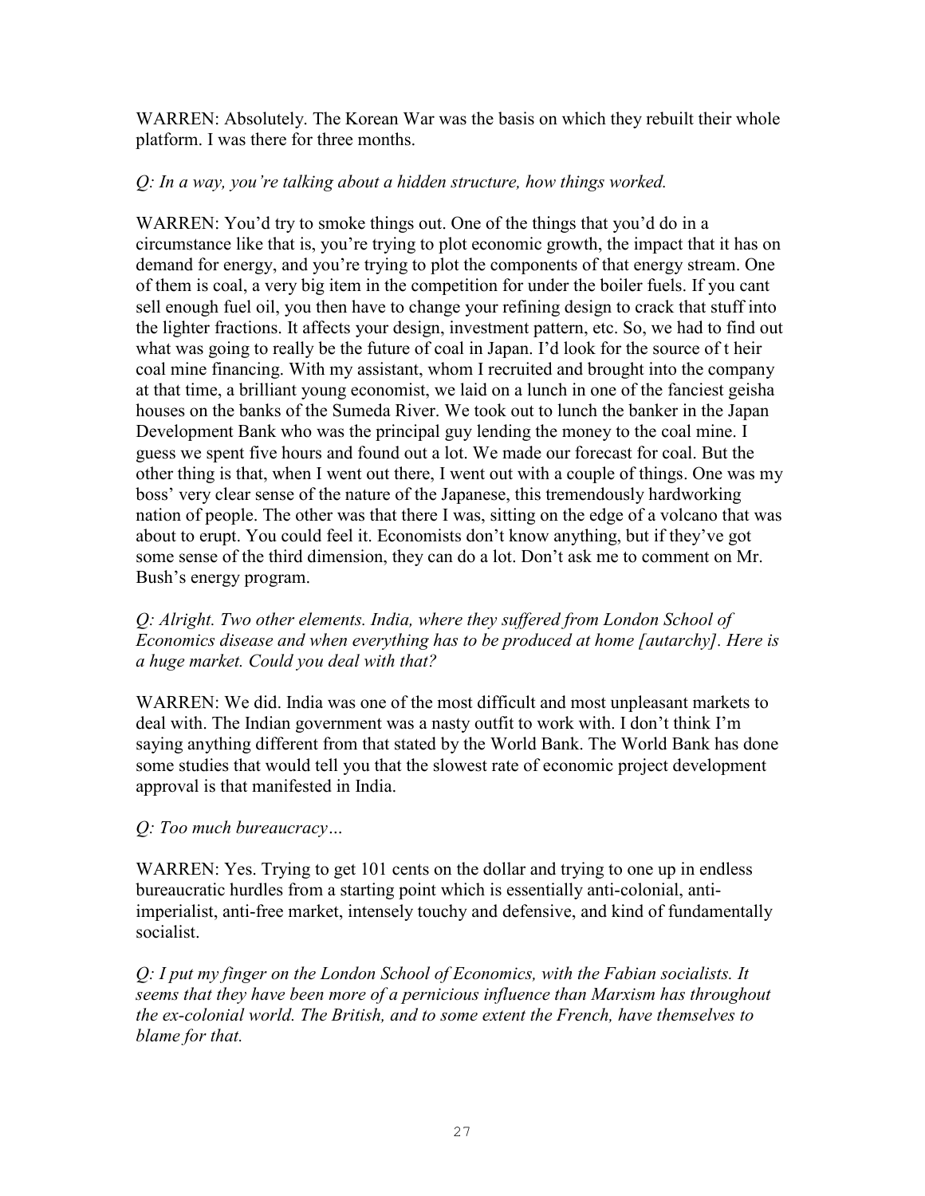WARREN: Absolutely. The Korean War was the basis on which they rebuilt their whole platform. I was there for three months.

*Q: In a way, you're talking about a hidden structure, how things worked.*

WARREN: You'd try to smoke things out. One of the things that you'd do in a circumstance like that is, you're trying to plot economic growth, the impact that it has on demand for energy, and you're trying to plot the components of that energy stream. One of them is coal, a very big item in the competition for under the boiler fuels. If you cant sell enough fuel oil, you then have to change your refining design to crack that stuff into the lighter fractions. It affects your design, investment pattern, etc. So, we had to find out what was going to really be the future of coal in Japan. I'd look for the source of t heir coal mine financing. With my assistant, whom I recruited and brought into the company at that time, a brilliant young economist, we laid on a lunch in one of the fanciest geisha houses on the banks of the Sumeda River. We took out to lunch the banker in the Japan Development Bank who was the principal guy lending the money to the coal mine. I guess we spent five hours and found out a lot. We made our forecast for coal. But the other thing is that, when I went out there, I went out with a couple of things. One was my boss' very clear sense of the nature of the Japanese, this tremendously hardworking nation of people. The other was that there I was, sitting on the edge of a volcano that was about to erupt. You could feel it. Economists don't know anything, but if they've got some sense of the third dimension, they can do a lot. Don't ask me to comment on Mr. Bush's energy program.

*Q: Alright. Two other elements. India, where they suffered from London School of Economics disease and when everything has to be produced at home [autarchy]. Here is a huge market. Could you deal with that?*

WARREN: We did. India was one of the most difficult and most unpleasant markets to deal with. The Indian government was a nasty outfit to work with. I don't think I'm saying anything different from that stated by the World Bank. The World Bank has done some studies that would tell you that the slowest rate of economic project development approval is that manifested in India.

*Q: Too much bureaucracy…*

WARREN: Yes. Trying to get 101 cents on the dollar and trying to one up in endless bureaucratic hurdles from a starting point which is essentially anti-colonial, anti-imperialist, anti-free market, intensely touchy and defensive, and kind of fundamentally socialist.

*Q: I put my finger on the London School of Economics, with the Fabian socialists. It seems that they have been more of a pernicious influence than Marxism has throughout the ex-colonial world. The British, and to some extent the French, have themselves to blame for that.*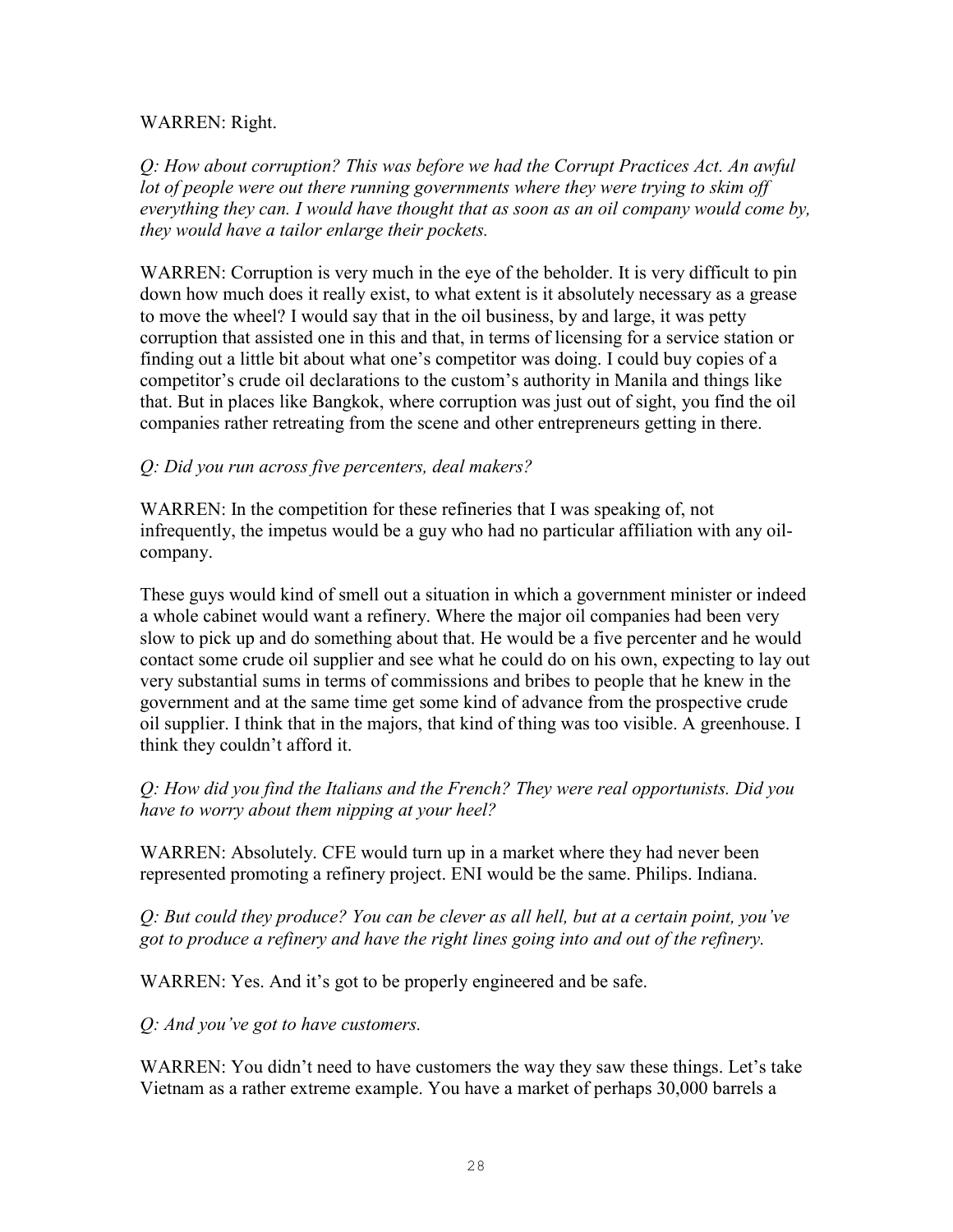WARREN: Right.

*Q: How about corruption? This was before we had the Corrupt Practices Act. An awful lot of people were out there running governments where they were trying to skim off everything they can. I would have thought that as soon as an oil company would come by, they would have a tailor enlarge their pockets.*

WARREN: Corruption is very much in the eye of the beholder. It is very difficult to pin down how much does it really exist, to what extent is it absolutely necessary as a grease to move the wheel? I would say that in the oil business, by and large, it was petty corruption that assisted one in this and that, in terms of licensing for a service station or finding out a little bit about what one's competitor was doing. I could buy copies of a competitor's crude oil declarations to the custom's authority in Manila and things like that. But in places like Bangkok, where corruption was just out of sight, you find the oil companies rather retreating from the scene and other entrepreneurs getting in there.

*Q: Did you run across five percenters, deal makers?*

WARREN: In the competition for these refineries that I was speaking of, not infrequently, the impetus would be a guy who had no particular affiliation with any oil-company.

These guys would kind of smell out a situation in which a government minister or indeed a whole cabinet would want a refinery. Where the major oil companies had been very slow to pick up and do something about that. He would be a five percenter and he would contact some crude oil supplier and see what he could do on his own, expecting to lay out very substantial sums in terms of commissions and bribes to people that he knew in the government and at the same time get some kind of advance from the prospective crude oil supplier. I think that in the majors, that kind of thing was too visible. A greenhouse. I think they couldn't afford it.

*Q: How did you find the Italians and the French? They were real opportunists. Did you have to worry about them nipping at your heel?*

WARREN: Absolutely. CFE would turn up in a market where they had never been represented promoting a refinery project. ENI would be the same. Philips. Indiana.

*Q: But could they produce? You can be clever as all hell, but at a certain point, you've got to produce a refinery and have the right lines going into and out of the refinery.*

WARREN: Yes. And it's got to be properly engineered and be safe.

*Q: And you've got to have customers.*

WARREN: You didn't need to have customers the way they saw these things. Let's take Vietnam as a rather extreme example. You have a market of perhaps 30,000 barrels a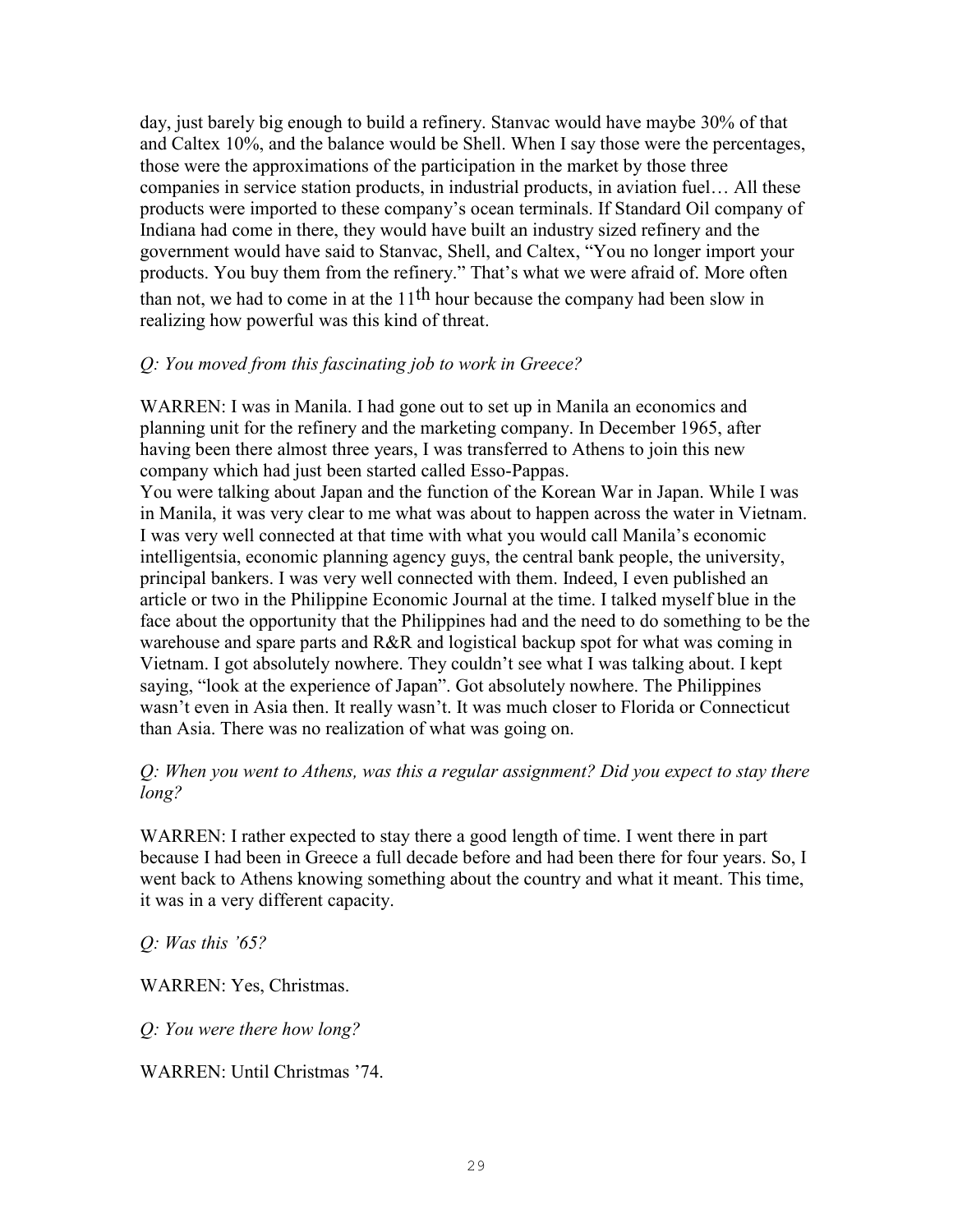day, just barely big enough to build a refinery. Stanvac would have maybe 30% of that and Caltex 10%, and the balance would be Shell. When I say those were the percentages, those were the approximations of the participation in the market by those three companies in service station products, in industrial products, in aviation fuel… All these products were imported to these company's ocean terminals. If Standard Oil company of Indiana had come in there, they would have built an industry sized refinery and the government would have said to Stanvac, Shell, and Caltex, "You no longer import your products. You buy them from the refinery." That's what we were afraid of. More often than not, we had to come in at the 11th hour because the company had been slow in realizing how powerful was this kind of threat.

*Q: You moved from this fascinating job to work in Greece?*

WARREN: I was in Manila. I had gone out to set up in Manila an economics and planning unit for the refinery and the marketing company. In December 1965, after having been there almost three years, I was transferred to Athens to join this new company which had just been started called Esso-Pappas.

You were talking about Japan and the function of the Korean War in Japan. While I was in Manila, it was very clear to me what was about to happen across the water in Vietnam. I was very well connected at that time with what you would call Manila's economic intelligentsia, economic planning agency guys, the central bank people, the university, principal bankers. I was very well connected with them. Indeed, I even published an article or two in the Philippine Economic Journal at the time. I talked myself blue in the face about the opportunity that the Philippines had and the need to do something to be the warehouse and spare parts and R&R and logistical backup spot for what was coming in Vietnam. I got absolutely nowhere. They couldn't see what I was talking about. I kept saying, "look at the experience of Japan". Got absolutely nowhere. The Philippines wasn't even in Asia then. It really wasn't. It was much closer to Florida or Connecticut than Asia. There was no realization of what was going on.

*Q: When you went to Athens, was this a regular assignment? Did you expect to stay there long?*

WARREN: I rather expected to stay there a good length of time. I went there in part because I had been in Greece a full decade before and had been there for four years. So, I went back to Athens knowing something about the country and what it meant. This time, it was in a very different capacity.

*Q: Was this '65?*

WARREN: Yes, Christmas.

*Q: You were there how long?*

WARREN: Until Christmas '74.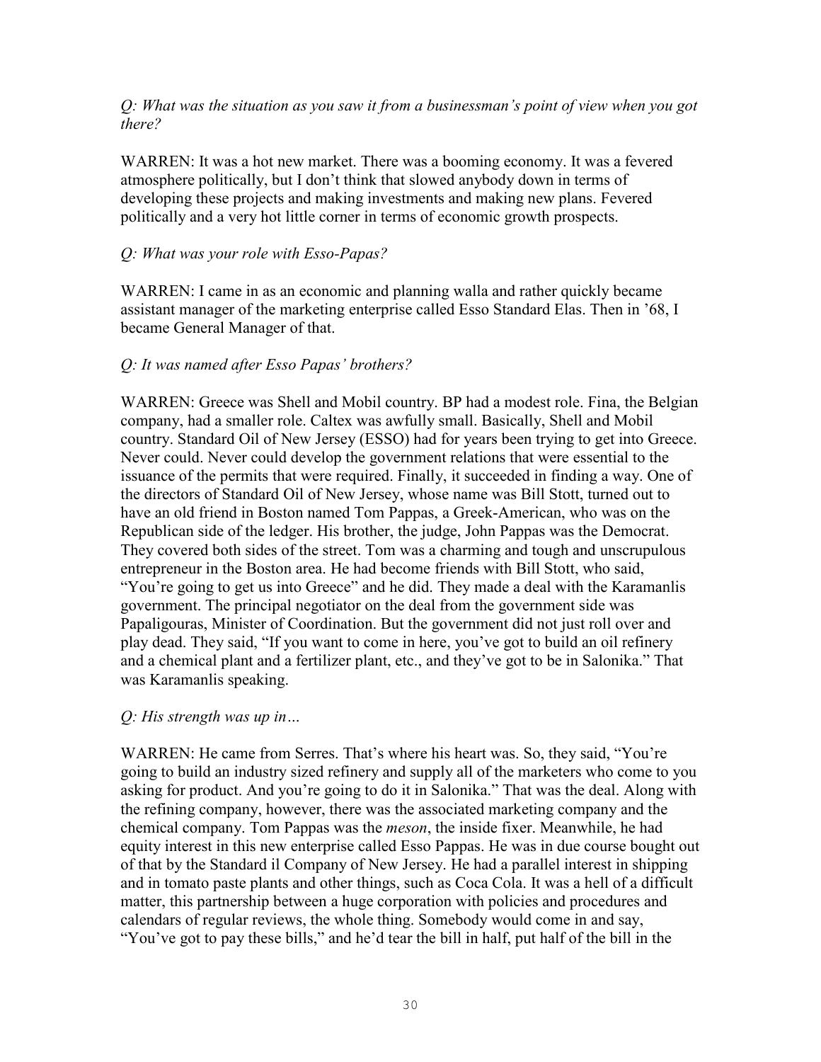*Q: What was the situation as you saw it from a businessman's point of view when you got there?*

WARREN: It was a hot new market. There was a booming economy. It was a fevered atmosphere politically, but I don't think that slowed anybody down in terms of developing these projects and making investments and making new plans. Fevered politically and a very hot little corner in terms of economic growth prospects.

*Q: What was your role with Esso-Papas?*

WARREN: I came in as an economic and planning walla and rather quickly became assistant manager of the marketing enterprise called Esso Standard Elas. Then in '68, I became General Manager of that.

*Q: It was named after Esso Papas' brothers?*

WARREN: Greece was Shell and Mobil country. BP had a modest role. Fina, the Belgian company, had a smaller role. Caltex was awfully small. Basically, Shell and Mobil country. Standard Oil of New Jersey (ESSO) had for years been trying to get into Greece. Never could. Never could develop the government relations that were essential to the issuance of the permits that were required. Finally, it succeeded in finding a way. One of the directors of Standard Oil of New Jersey, whose name was Bill Stott, turned out to have an old friend in Boston named Tom Pappas, a Greek-American, who was on the Republican side of the ledger. His brother, the judge, John Pappas was the Democrat. They covered both sides of the street. Tom was a charming and tough and unscrupulous entrepreneur in the Boston area. He had become friends with Bill Stott, who said, "You're going to get us into Greece" and he did. They made a deal with the Karamanlis government. The principal negotiator on the deal from the government side was Papaligouras, Minister of Coordination. But the government did not just roll over and play dead. They said, "If you want to come in here, you've got to build an oil refinery and a chemical plant and a fertilizer plant, etc., and they've got to be in Salonika." That was Karamanlis speaking.

*Q: His strength was up in…*

WARREN: He came from Serres. That's where his heart was. So, they said, "You're going to build an industry sized refinery and supply all of the marketers who come to you asking for product. And you're going to do it in Salonika." That was the deal. Along with the refining company, however, there was the associated marketing company and the chemical company. Tom Pappas was the *meson*, the inside fixer. Meanwhile, he had equity interest in this new enterprise called Esso Pappas. He was in due course bought out of that by the Standard il Company of New Jersey. He had a parallel interest in shipping and in tomato paste plants and other things, such as Coca Cola. It was a hell of a difficult matter, this partnership between a huge corporation with policies and procedures and calendars of regular reviews, the whole thing. Somebody would come in and say, "You've got to pay these bills," and he'd tear the bill in half, put half of the bill in the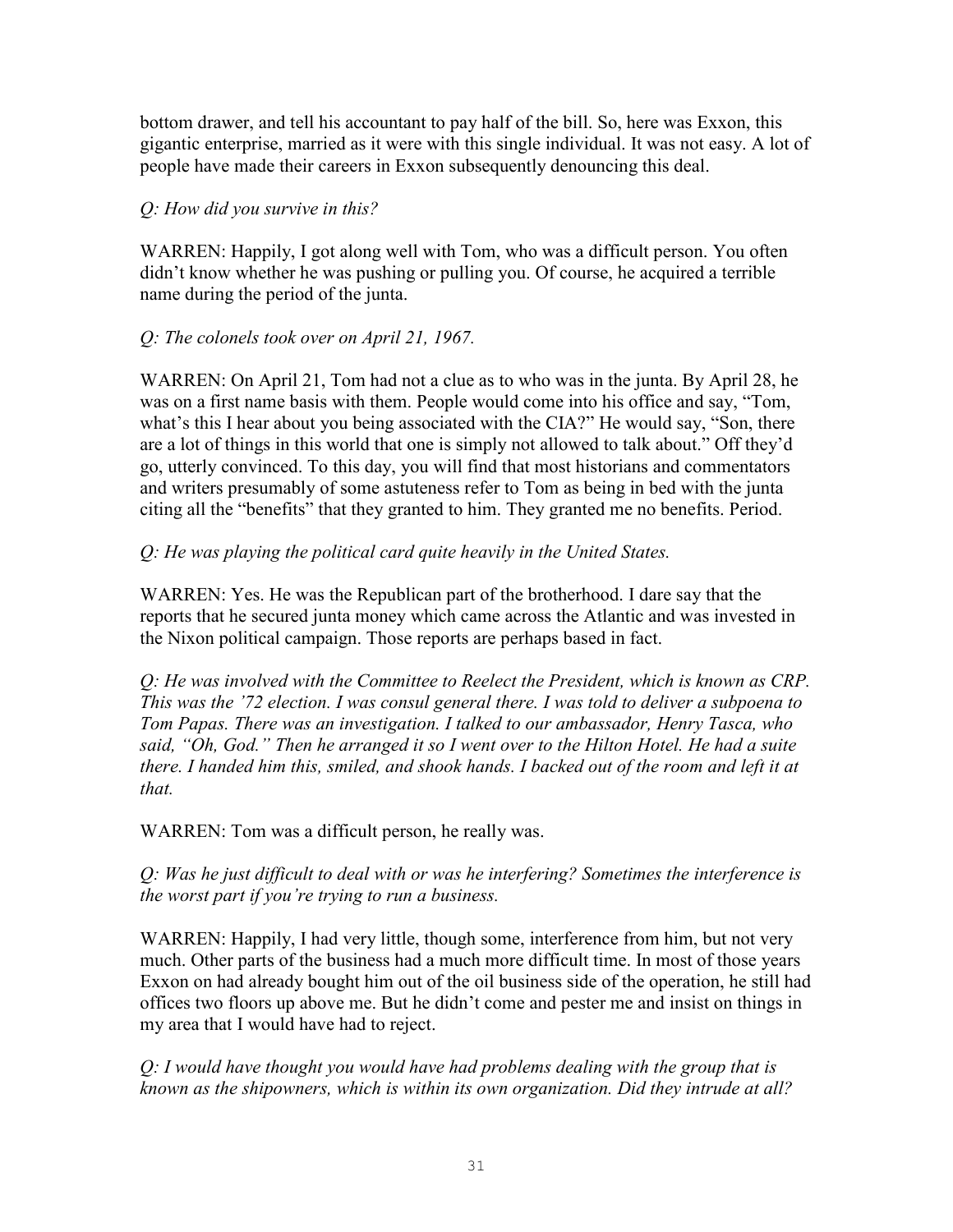bottom drawer, and tell his accountant to pay half of the bill. So, here was Exxon, this gigantic enterprise, married as it were with this single individual. It was not easy. A lot of people have made their careers in Exxon subsequently denouncing this deal.

*Q: How did you survive in this?*

WARREN: Happily, I got along well with Tom, who was a difficult person. You often didn't know whether he was pushing or pulling you. Of course, he acquired a terrible name during the period of the junta.

*Q: The colonels took over on April 21, 1967.*

WARREN: On April 21, Tom had not a clue as to who was in the junta. By April 28, he was on a first name basis with them. People would come into his office and say, "Tom, what's this I hear about you being associated with the CIA?" He would say, "Son, there are a lot of things in this world that one is simply not allowed to talk about." Off they'd go, utterly convinced. To this day, you will find that most historians and commentators and writers presumably of some astuteness refer to Tom as being in bed with the junta citing all the "benefits" that they granted to him. They granted me no benefits. Period.

*Q: He was playing the political card quite heavily in the United States.*

WARREN: Yes. He was the Republican part of the brotherhood. I dare say that the reports that he secured junta money which came across the Atlantic and was invested in the Nixon political campaign. Those reports are perhaps based in fact.

*Q: He was involved with the Committee to Reelect the President, which is known as CRP. This was the '72 election. I was consul general there. I was told to deliver a subpoena to Tom Papas. There was an investigation. I talked to our ambassador, Henry Tasca, who said, "Oh, God." Then he arranged it so I went over to the Hilton Hotel. He had a suite there. I handed him this, smiled, and shook hands. I backed out of the room and left it at that.*

WARREN: Tom was a difficult person, he really was.

*Q: Was he just difficult to deal with or was he interfering? Sometimes the interference is the worst part if you're trying to run a business.*

WARREN: Happily, I had very little, though some, interference from him, but not very much. Other parts of the business had a much more difficult time. In most of those years Exxon on had already bought him out of the oil business side of the operation, he still had offices two floors up above me. But he didn't come and pester me and insist on things in my area that I would have had to reject.

*Q: I would have thought you would have had problems dealing with the group that is known as the shipowners, which is within its own organization. Did they intrude at all?*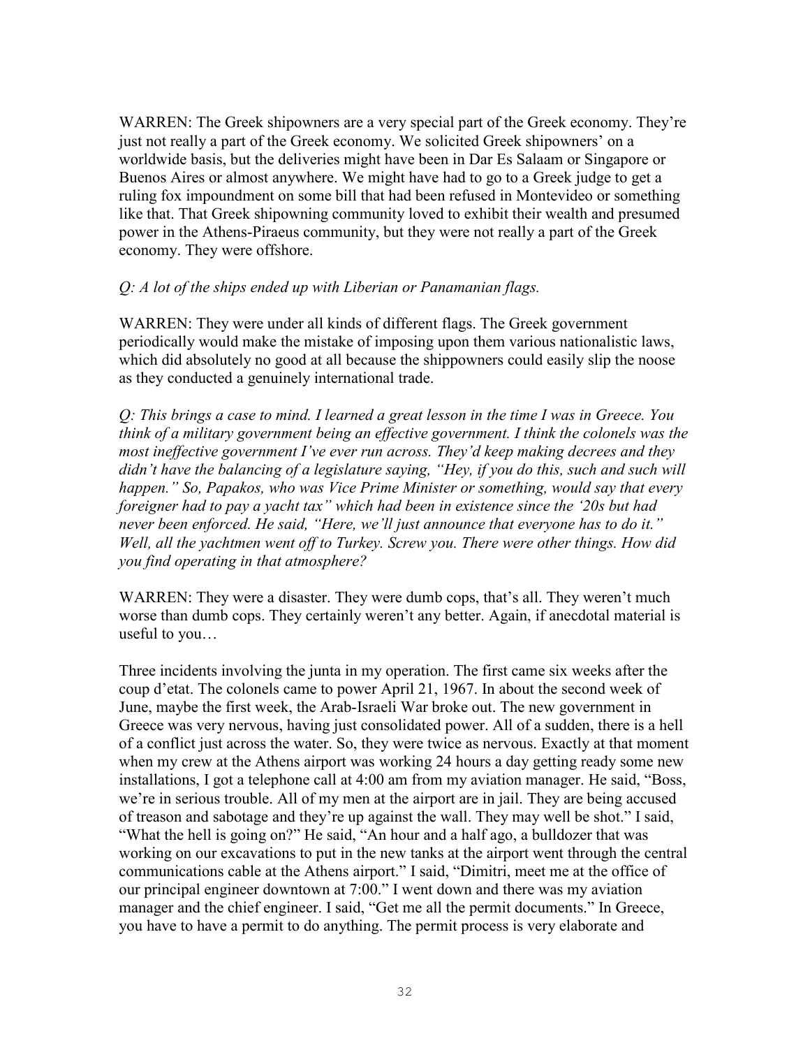WARREN: The Greek shipowners are a very special part of the Greek economy. They're just not really a part of the Greek economy. We solicited Greek shipowners' on a worldwide basis, but the deliveries might have been in Dar Es Salaam or Singapore or Buenos Aires or almost anywhere. We might have had to go to a Greek judge to get a ruling fox impoundment on some bill that had been refused in Montevideo or something like that. That Greek shipowning community loved to exhibit their wealth and presumed power in the Athens-Piraeus community, but they were not really a part of the Greek economy. They were offshore.

*Q: A lot of the ships ended up with Liberian or Panamanian flags.*

WARREN: They were under all kinds of different flags. The Greek government periodically would make the mistake of imposing upon them various nationalistic laws, which did absolutely no good at all because the shippowners could easily slip the noose as they conducted a genuinely international trade.

*Q: This brings a case to mind. I learned a great lesson in the time I was in Greece. You think of a military government being an effective government. I think the colonels was the most ineffective government I've ever run across. They'd keep making decrees and they didn't have the balancing of a legislature saying, "Hey, if you do this, such and such will happen." So, Papakos, who was Vice Prime Minister or something, would say that every foreigner had to pay a yacht tax" which had been in existence since the '20s but had never been enforced. He said, "Here, we'll just announce that everyone has to do it." Well, all the yachtmen went off to Turkey. Screw you. There were other things. How did you find operating in that atmosphere?*

WARREN: They were a disaster. They were dumb cops, that's all. They weren't much worse than dumb cops. They certainly weren't any better. Again, if anecdotal material is useful to you…

Three incidents involving the junta in my operation. The first came six weeks after the coup d'etat. The colonels came to power April 21, 1967. In about the second week of June, maybe the first week, the Arab-Israeli War broke out. The new government in Greece was very nervous, having just consolidated power. All of a sudden, there is a hell of a conflict just across the water. So, they were twice as nervous. Exactly at that moment when my crew at the Athens airport was working 24 hours a day getting ready some new installations, I got a telephone call at 4:00 am from my aviation manager. He said, "Boss, we're in serious trouble. All of my men at the airport are in jail. They are being accused of treason and sabotage and they're up against the wall. They may well be shot." I said, "What the hell is going on?" He said, "An hour and a half ago, a bulldozer that was working on our excavations to put in the new tanks at the airport went through the central communications cable at the Athens airport." I said, "Dimitri, meet me at the office of our principal engineer downtown at 7:00." I went down and there was my aviation manager and the chief engineer. I said, "Get me all the permit documents." In Greece, you have to have a permit to do anything. The permit process is very elaborate and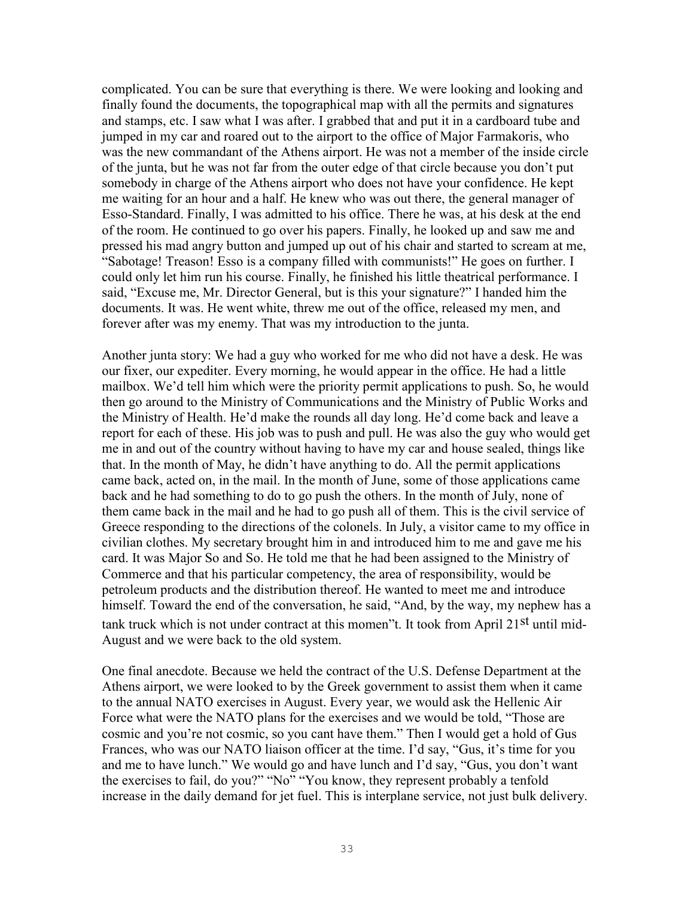complicated. You can be sure that everything is there. We were looking and looking and finally found the documents, the topographical map with all the permits and signatures and stamps, etc. I saw what I was after. I grabbed that and put it in a cardboard tube and jumped in my car and roared out to the airport to the office of Major Farmakoris, who was the new commandant of the Athens airport. He was not a member of the inside circle of the junta, but he was not far from the outer edge of that circle because you don't put somebody in charge of the Athens airport who does not have your confidence. He kept me waiting for an hour and a half. He knew who was out there, the general manager of Esso-Standard. Finally, I was admitted to his office. There he was, at his desk at the end of the room. He continued to go over his papers. Finally, he looked up and saw me and pressed his mad angry button and jumped up out of his chair and started to scream at me, "Sabotage! Treason! Esso is a company filled with communists!" He goes on further. I could only let him run his course. Finally, he finished his little theatrical performance. I said, "Excuse me, Mr. Director General, but is this your signature?" I handed him the documents. It was. He went white, threw me out of the office, released my men, and forever after was my enemy. That was my introduction to the junta.

Another junta story: We had a guy who worked for me who did not have a desk. He was our fixer, our expediter. Every morning, he would appear in the office. He had a little mailbox. We'd tell him which were the priority permit applications to push. So, he would then go around to the Ministry of Communications and the Ministry of Public Works and the Ministry of Health. He'd make the rounds all day long. He'd come back and leave a report for each of these. His job was to push and pull. He was also the guy who would get me in and out of the country without having to have my car and house sealed, things like that. In the month of May, he didn't have anything to do. All the permit applications came back, acted on, in the mail. In the month of June, some of those applications came back and he had something to do to go push the others. In the month of July, none of them came back in the mail and he had to go push all of them. This is the civil service of Greece responding to the directions of the colonels. In July, a visitor came to my office in civilian clothes. My secretary brought him in and introduced him to me and gave me his card. It was Major So and So. He told me that he had been assigned to the Ministry of Commerce and that his particular competency, the area of responsibility, would be petroleum products and the distribution thereof. He wanted to meet me and introduce himself. Toward the end of the conversation, he said, "And, by the way, my nephew has a tank truck which is not under contract at this momen"t. It took from April 21st until mid-August and we were back to the old system.

One final anecdote. Because we held the contract of the U.S. Defense Department at the Athens airport, we were looked to by the Greek government to assist them when it came to the annual NATO exercises in August. Every year, we would ask the Hellenic Air Force what were the NATO plans for the exercises and we would be told, "Those are cosmic and you're not cosmic, so you cant have them." Then I would get a hold of Gus Frances, who was our NATO liaison officer at the time. I'd say, "Gus, it's time for you and me to have lunch." We would go and have lunch and I'd say, "Gus, you don't want the exercises to fail, do you?" "No" "You know, they represent probably a tenfold increase in the daily demand for jet fuel. This is interplane service, not just bulk delivery.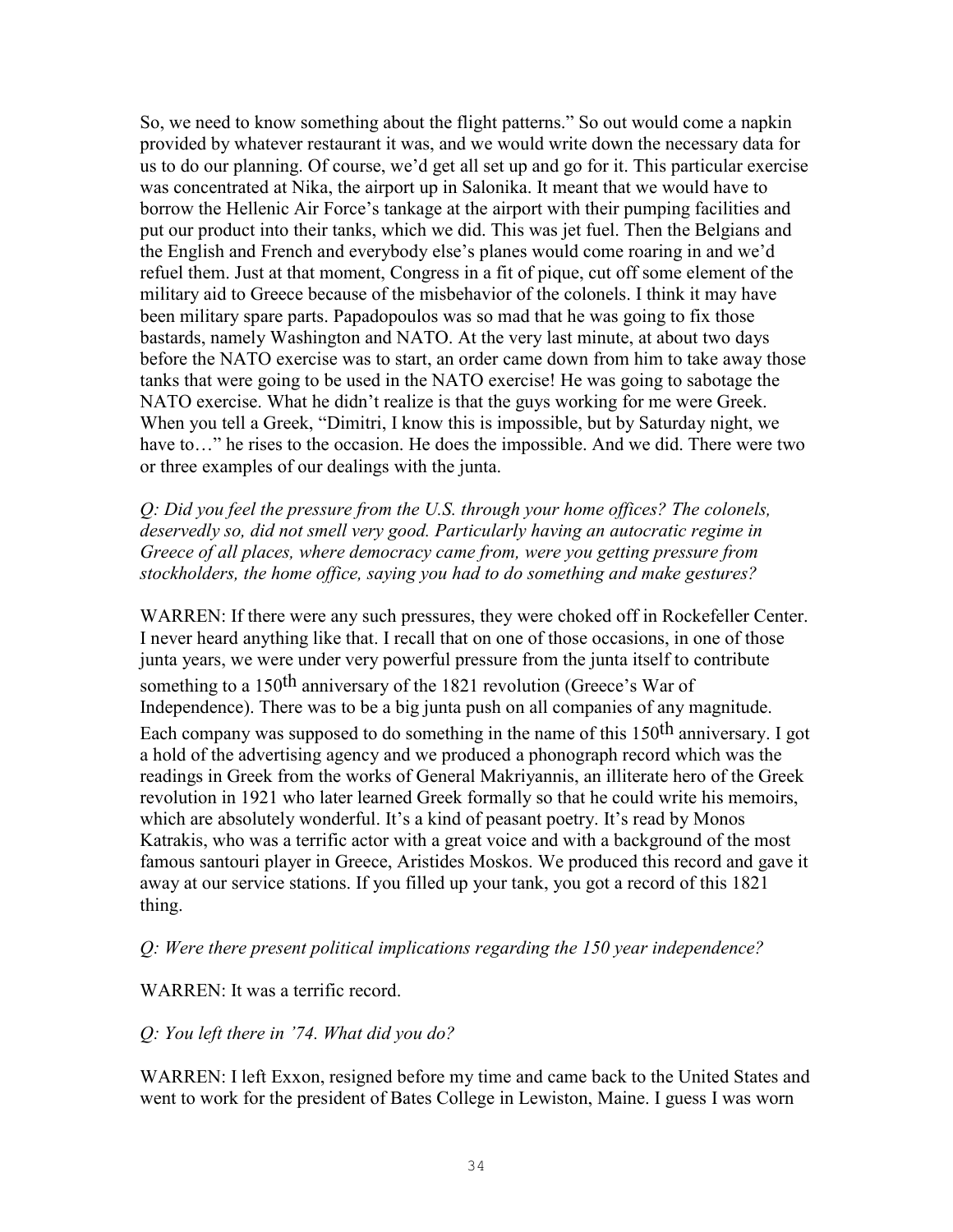So, we need to know something about the flight patterns." So out would come a napkin provided by whatever restaurant it was, and we would write down the necessary data for us to do our planning. Of course, we'd get all set up and go for it. This particular exercise was concentrated at Nika, the airport up in Salonika. It meant that we would have to borrow the Hellenic Air Force's tankage at the airport with their pumping facilities and put our product into their tanks, which we did. This was jet fuel. Then the Belgians and the English and French and everybody else's planes would come roaring in and we'd refuel them. Just at that moment, Congress in a fit of pique, cut off some element of the military aid to Greece because of the misbehavior of the colonels. I think it may have been military spare parts. Papadopoulos was so mad that he was going to fix those bastards, namely Washington and NATO. At the very last minute, at about two days before the NATO exercise was to start, an order came down from him to take away those tanks that were going to be used in the NATO exercise! He was going to sabotage the NATO exercise. What he didn't realize is that the guys working for me were Greek. When you tell a Greek, "Dimitri, I know this is impossible, but by Saturday night, we have to…" he rises to the occasion. He does the impossible. And we did. There were two or three examples of our dealings with the junta.

*Q: Did you feel the pressure from the U.S. through your home offices? The colonels, deservedly so, did not smell very good. Particularly having an autocratic regime in Greece of all places, where democracy came from, were you getting pressure from stockholders, the home office, saying you had to do something and make gestures?*

WARREN: If there were any such pressures, they were choked off in Rockefeller Center. I never heard anything like that. I recall that on one of those occasions, in one of those junta years, we were under very powerful pressure from the junta itself to contribute something to a 150th anniversary of the 1821 revolution (Greece's War of Independence). There was to be a big junta push on all companies of any magnitude. Each company was supposed to do something in the name of this 150th anniversary. I got a hold of the advertising agency and we produced a phonograph record which was the readings in Greek from the works of General Makriyannis, an illiterate hero of the Greek revolution in 1921 who later learned Greek formally so that he could write his memoirs, which are absolutely wonderful. It's a kind of peasant poetry. It's read by Monos Katrakis, who was a terrific actor with a great voice and with a background of the most famous santouri player in Greece, Aristides Moskos. We produced this record and gave it away at our service stations. If you filled up your tank, you got a record of this 1821 thing.

*Q: Were there present political implications regarding the 150 year independence?*

WARREN: It was a terrific record.

*Q: You left there in '74. What did you do?*

WARREN: I left Exxon, resigned before my time and came back to the United States and went to work for the president of Bates College in Lewiston, Maine. I guess I was worn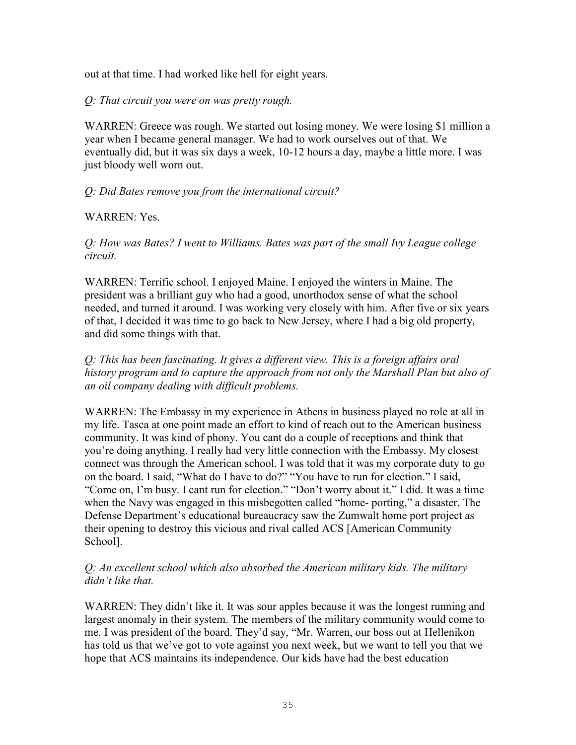out at that time. I had worked like hell for eight years.

*Q: That circuit you were on was pretty rough.*

WARREN: Greece was rough. We started out losing money. We were losing $1 million a year when I became general manager. We had to work ourselves out of that. We eventually did, but it was six days a week, 10-12 hours a day, maybe a little more. I was just bloody well worn out.

*Q: Did Bates remove you from the international circuit?*

WARREN: Yes.

*Q: How was Bates? I went to Williams. Bates was part of the small Ivy League college circuit.*

WARREN: Terrific school. I enjoyed Maine. I enjoyed the winters in Maine. The president was a brilliant guy who had a good, unorthodox sense of what the school needed, and turned it around. I was working very closely with him. After five or six years of that, I decided it was time to go back to New Jersey, where I had a big old property, and did some things with that.

*Q: This has been fascinating. It gives a different view. This is a foreign affairs oral history program and to capture the approach from not only the Marshall Plan but also of an oil company dealing with difficult problems.*

WARREN: The Embassy in my experience in Athens in business played no role at all in my life. Tasca at one point made an effort to kind of reach out to the American business community. It was kind of phony. You cant do a couple of receptions and think that you're doing anything. I really had very little connection with the Embassy. My closest connect was through the American school. I was told that it was my corporate duty to go on the board. I said, "What do I have to do?" "You have to run for election." I said, "Come on, I'm busy. I cant run for election." "Don't worry about it." I did. It was a time when the Navy was engaged in this misbegotten called "home- porting," a disaster. The Defense Department's educational bureaucracy saw the Zumwalt home port project as their opening to destroy this vicious and rival called ACS [American Community School].

*Q: An excellent school which also absorbed the American military kids. The military didn't like that.*

WARREN: They didn't like it. It was sour apples because it was the longest running and largest anomaly in their system. The members of the military community would come to me. I was president of the board. They'd say, "Mr. Warren, our boss out at Hellenikon has told us that we've got to vote against you next week, but we want to tell you that we hope that ACS maintains its independence. Our kids have had the best education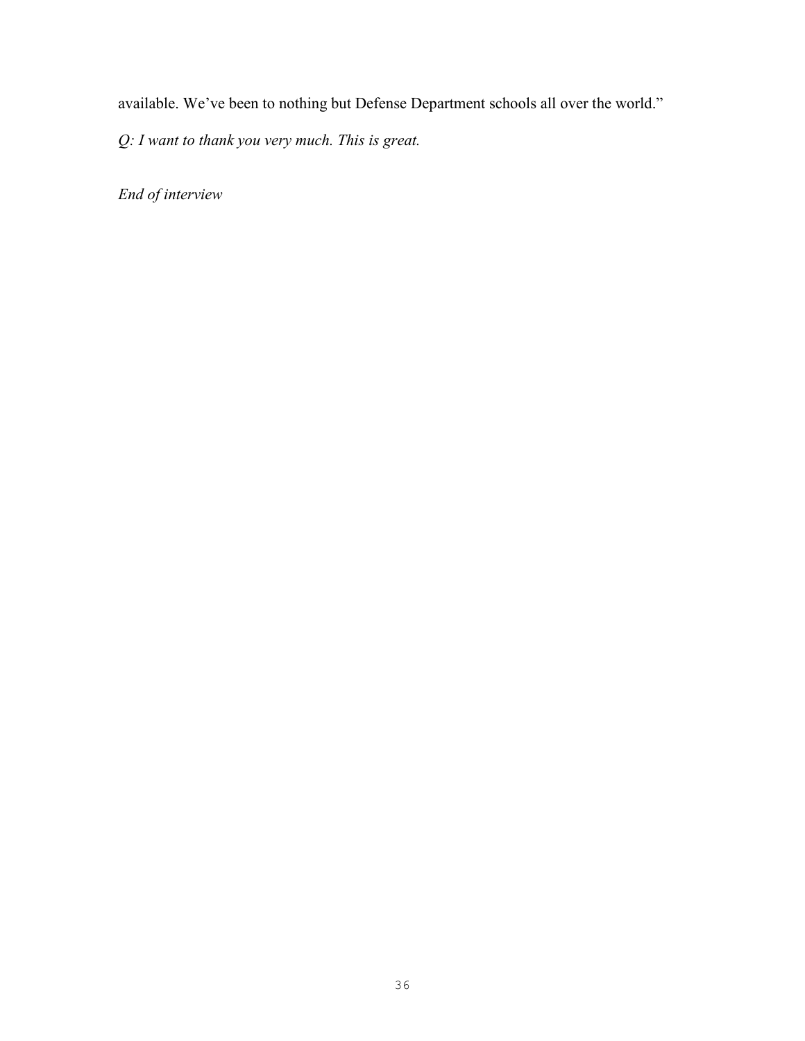available. We've been to nothing but Defense Department schools all over the world."

*Q: I want to thank you very much. This is great.*

*End of interview*